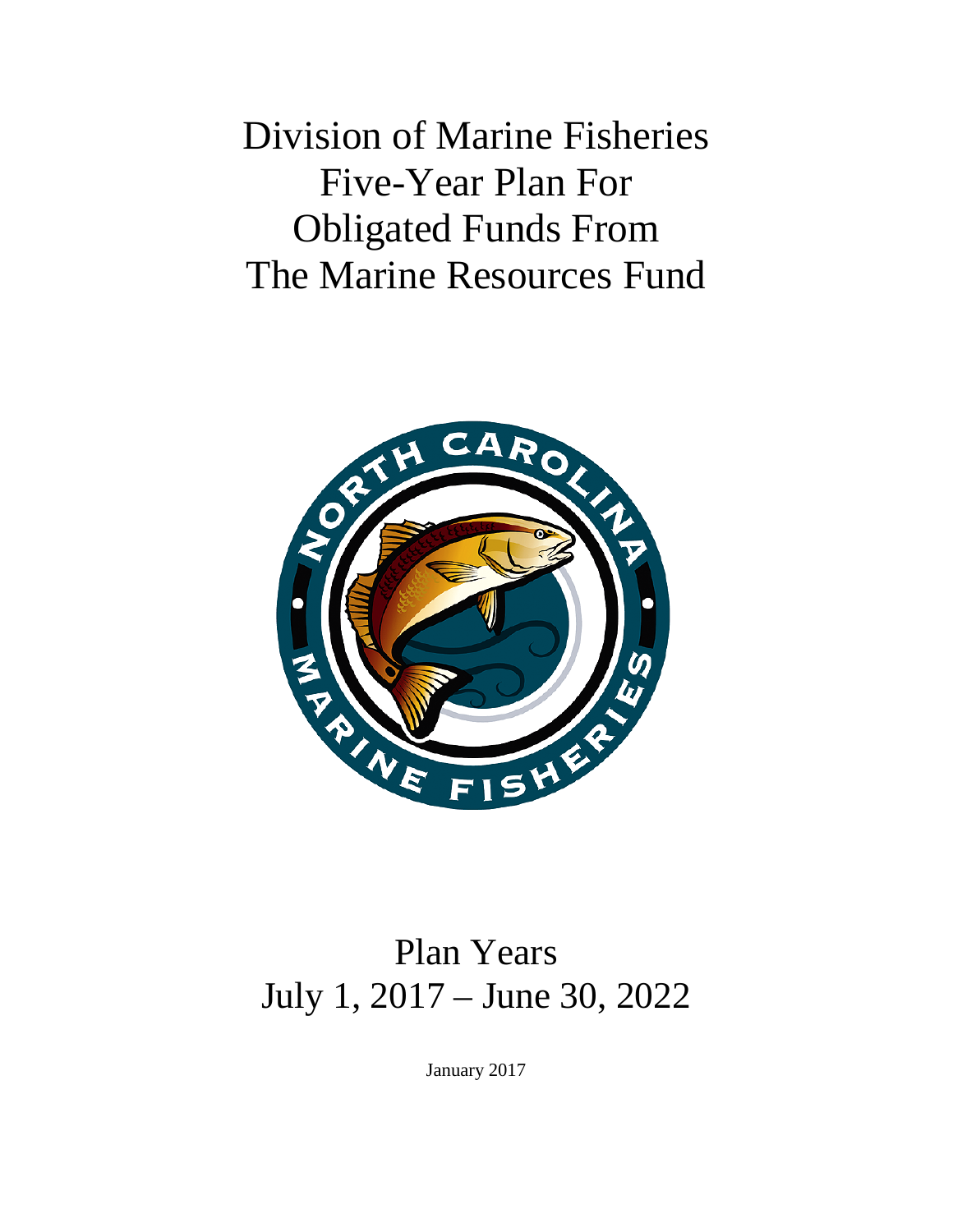# Division of Marine Fisheries Five-Year Plan For Obligated Funds From The Marine Resources Fund

## Plan Years July 1, 2017 – June 30, 2022

January 2017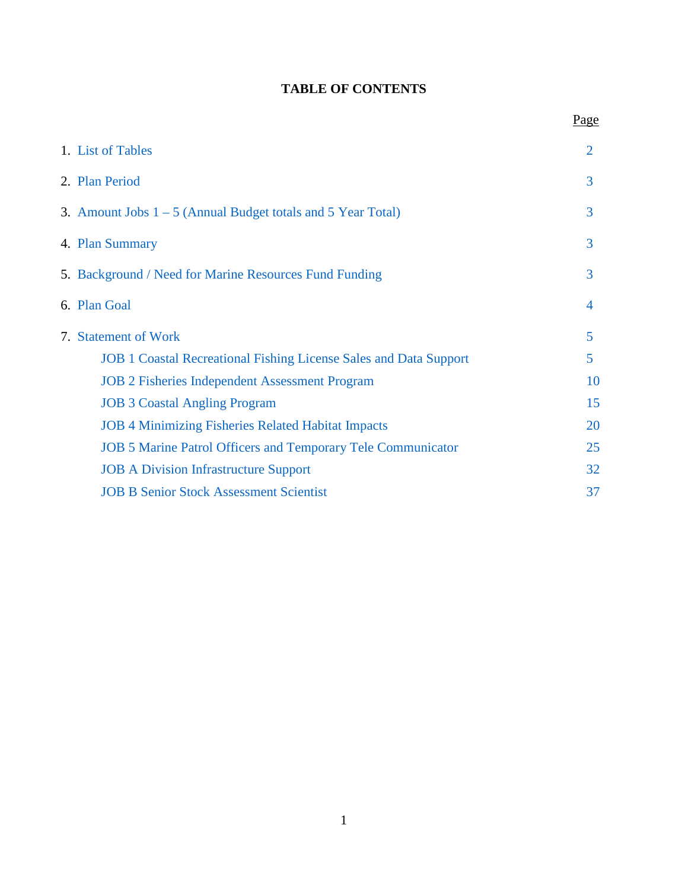# TABLE OF CONTENTS

| | Page |
|---|---|
| 1. List of Tables | 2 |
| 2. Plan Period | 3 |
| 3. Amount Jobs 1 – 5 (Annual Budget totals and 5 Year Total) | 3 |
| 4. Plan Summary | 3 |
| 5. Background / Need for Marine Resources Fund Funding | 3 |
| 6. Plan Goal | 4 |
| 7. Statement of Work | 5 |
| JOB 1 Coastal Recreational Fishing License Sales and Data Support | 5 |
| JOB 2 Fisheries Independent Assessment Program | 10 |
| JOB 3 Coastal Angling Program | 15 |
| JOB 4 Minimizing Fisheries Related Habitat Impacts | 20 |
| JOB 5 Marine Patrol Officers and Temporary Tele Communicator | 25 |
| JOB A Division Infrastructure Support | 32 |
| JOB B Senior Stock Assessment Scientist | 37 |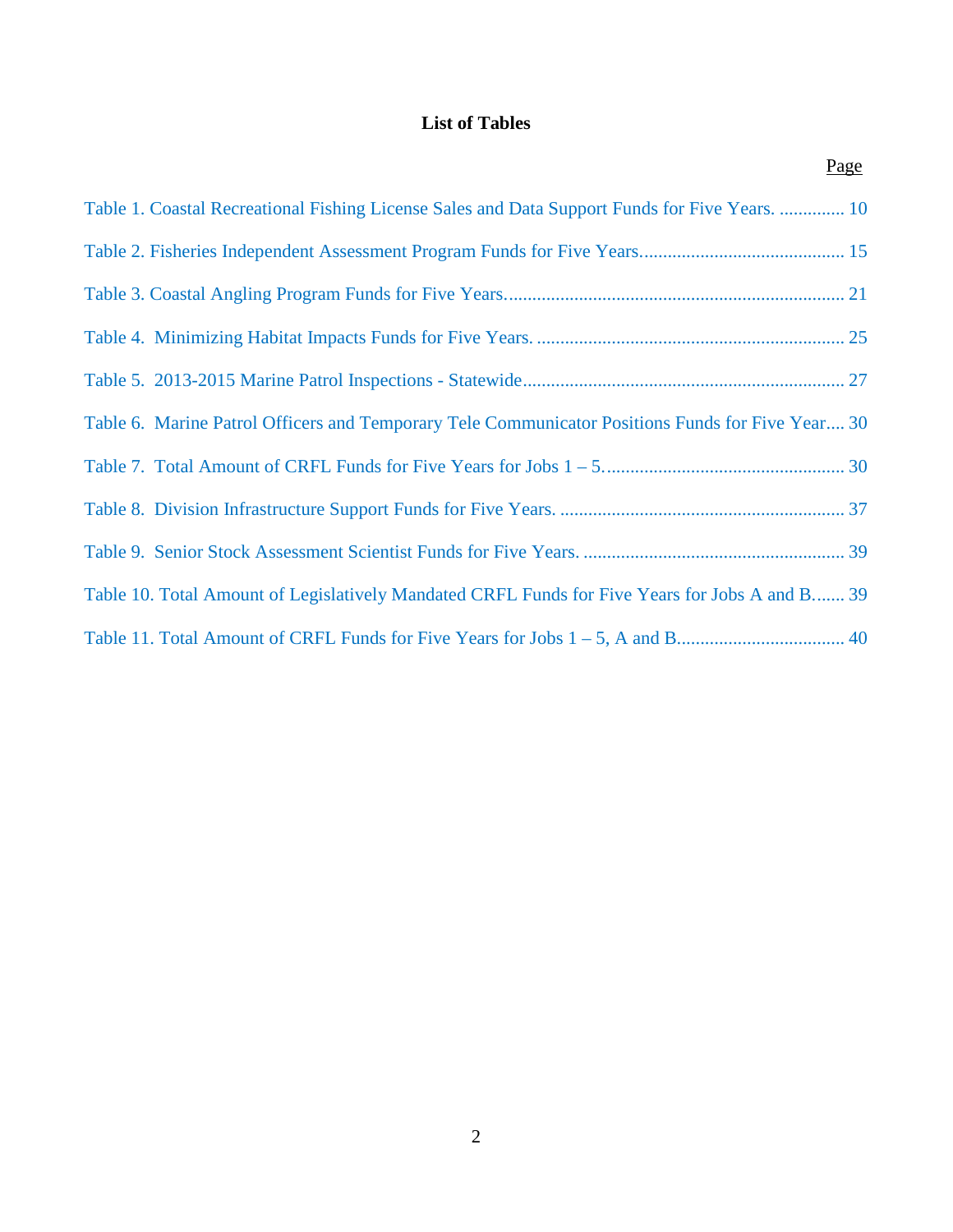# List of Tables

Page

Table 1. Coastal Recreational Fishing License Sales and Data Support Funds for Five Years. .............. 10

Table 2. Fisheries Independent Assessment Program Funds for Five Years........................................... 15

Table 3. Coastal Angling Program Funds for Five Years......................................................................... 21

Table 4. Minimizing Habitat Impacts Funds for Five Years. .................................................................. 25

Table 5. 2013-2015 Marine Patrol Inspections - Statewide..................................................................... 27

Table 6. Marine Patrol Officers and Temporary Tele Communicator Positions Funds for Five Year.... 30

Table 7. Total Amount of CRFL Funds for Five Years for Jobs 1 – 5................................................... 30

Table 8. Division Infrastructure Support Funds for Five Years. ............................................................ 37

Table 9. Senior Stock Assessment Scientist Funds for Five Years. ........................................................ 39

Table 10. Total Amount of Legislatively Mandated CRFL Funds for Five Years for Jobs A and B....... 39

Table 11. Total Amount of CRFL Funds for Five Years for Jobs 1 – 5, A and B................................... 40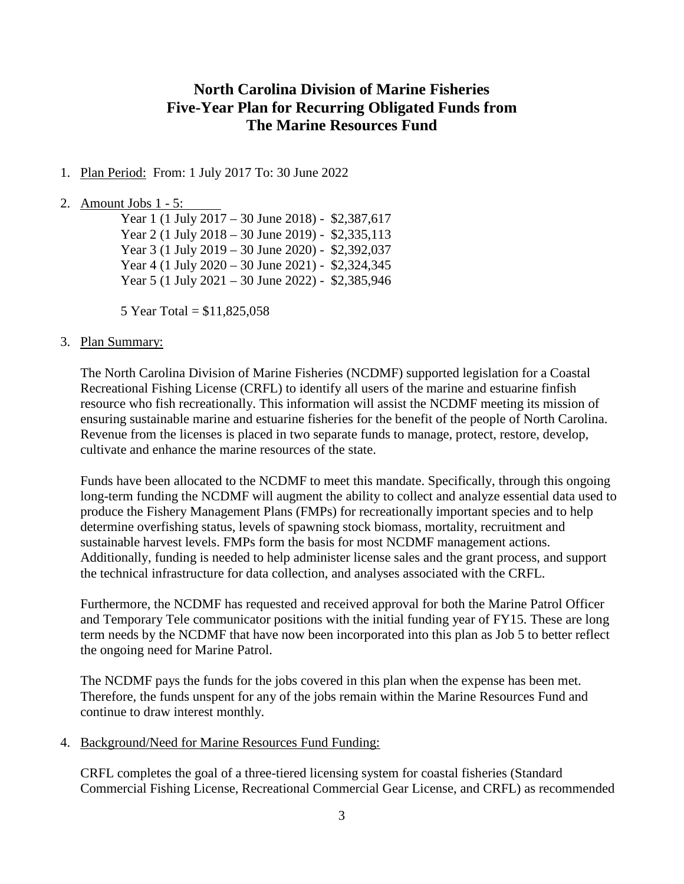# North Carolina Division of Marine Fisheries Five-Year Plan for Recurring Obligated Funds from The Marine Resources Fund

1. Plan Period: From: 1 July 2017 To: 30 June 2022

2. Amount Jobs 1 - 5:

   Year 1 (1 July 2017 – 30 June 2018) - $2,387,617
   Year 2 (1 July 2018 – 30 June 2019) - $2,335,113
   Year 3 (1 July 2019 – 30 June 2020) - $2,392,037
   Year 4 (1 July 2020 – 30 June 2021) - $2,324,345
   Year 5 (1 July 2021 – 30 June 2022) - $2,385,946

   5 Year Total = $11,825,058

3. Plan Summary:

   The North Carolina Division of Marine Fisheries (NCDMF) supported legislation for a Coastal Recreational Fishing License (CRFL) to identify all users of the marine and estuarine finfish resource who fish recreationally. This information will assist the NCDMF meeting its mission of ensuring sustainable marine and estuarine fisheries for the benefit of the people of North Carolina. Revenue from the licenses is placed in two separate funds to manage, protect, restore, develop, cultivate and enhance the marine resources of the state.

   Funds have been allocated to the NCDMF to meet this mandate. Specifically, through this ongoing long-term funding the NCDMF will augment the ability to collect and analyze essential data used to produce the Fishery Management Plans (FMPs) for recreationally important species and to help determine overfishing status, levels of spawning stock biomass, mortality, recruitment and sustainable harvest levels. FMPs form the basis for most NCDMF management actions. Additionally, funding is needed to help administer license sales and the grant process, and support the technical infrastructure for data collection, and analyses associated with the CRFL.

   Furthermore, the NCDMF has requested and received approval for both the Marine Patrol Officer and Temporary Tele communicator positions with the initial funding year of FY15. These are long term needs by the NCDMF that have now been incorporated into this plan as Job 5 to better reflect the ongoing need for Marine Patrol.

   The NCDMF pays the funds for the jobs covered in this plan when the expense has been met. Therefore, the funds unspent for any of the jobs remain within the Marine Resources Fund and continue to draw interest monthly.

4. Background/Need for Marine Resources Fund Funding:

   CRFL completes the goal of a three-tiered licensing system for coastal fisheries (Standard Commercial Fishing License, Recreational Commercial Gear License, and CRFL) as recommended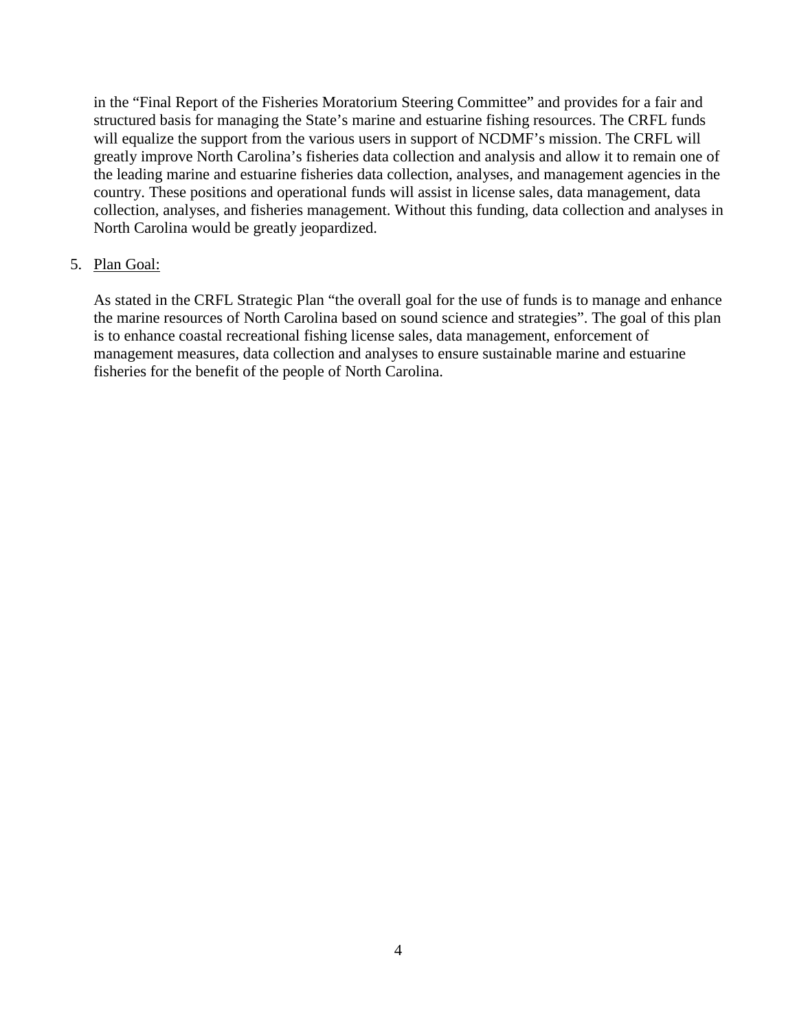in the “Final Report of the Fisheries Moratorium Steering Committee” and provides for a fair and structured basis for managing the State’s marine and estuarine fishing resources. The CRFL funds will equalize the support from the various users in support of NCDMF’s mission. The CRFL will greatly improve North Carolina’s fisheries data collection and analysis and allow it to remain one of the leading marine and estuarine fisheries data collection, analyses, and management agencies in the country. These positions and operational funds will assist in license sales, data management, data collection, analyses, and fisheries management. Without this funding, data collection and analyses in North Carolina would be greatly jeopardized.

5. Plan Goal:

   As stated in the CRFL Strategic Plan “the overall goal for the use of funds is to manage and enhance the marine resources of North Carolina based on sound science and strategies”. The goal of this plan is to enhance coastal recreational fishing license sales, data management, enforcement of management measures, data collection and analyses to ensure sustainable marine and estuarine fisheries for the benefit of the people of North Carolina.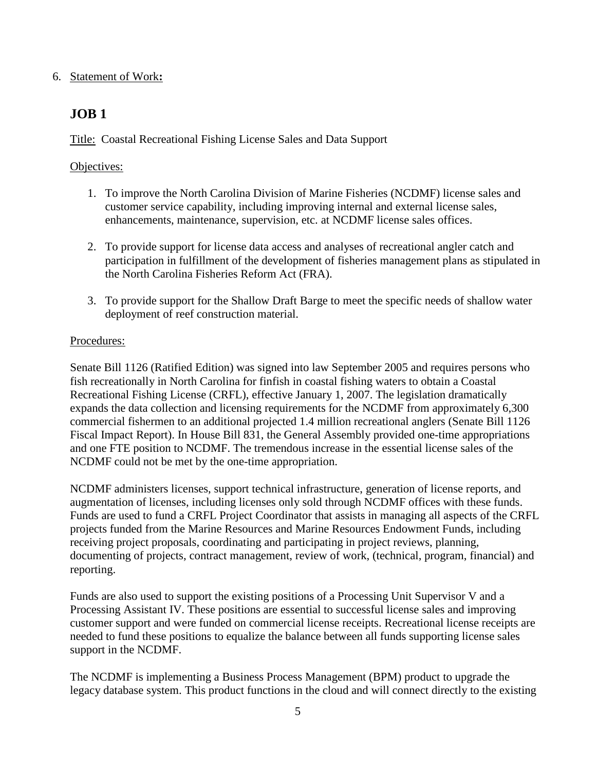6. Statement of Work**:**

## JOB 1

Title: Coastal Recreational Fishing License Sales and Data Support

Objectives:

1. To improve the North Carolina Division of Marine Fisheries (NCDMF) license sales and customer service capability, including improving internal and external license sales, enhancements, maintenance, supervision, etc. at NCDMF license sales offices.

2. To provide support for license data access and analyses of recreational angler catch and participation in fulfillment of the development of fisheries management plans as stipulated in the North Carolina Fisheries Reform Act (FRA).

3. To provide support for the Shallow Draft Barge to meet the specific needs of shallow water deployment of reef construction material.

Procedures:

Senate Bill 1126 (Ratified Edition) was signed into law September 2005 and requires persons who fish recreationally in North Carolina for finfish in coastal fishing waters to obtain a Coastal Recreational Fishing License (CRFL), effective January 1, 2007. The legislation dramatically expands the data collection and licensing requirements for the NCDMF from approximately 6,300 commercial fishermen to an additional projected 1.4 million recreational anglers (Senate Bill 1126 Fiscal Impact Report). In House Bill 831, the General Assembly provided one-time appropriations and one FTE position to NCDMF. The tremendous increase in the essential license sales of the NCDMF could not be met by the one-time appropriation.

NCDMF administers licenses, support technical infrastructure, generation of license reports, and augmentation of licenses, including licenses only sold through NCDMF offices with these funds. Funds are used to fund a CRFL Project Coordinator that assists in managing all aspects of the CRFL projects funded from the Marine Resources and Marine Resources Endowment Funds, including receiving project proposals, coordinating and participating in project reviews, planning, documenting of projects, contract management, review of work, (technical, program, financial) and reporting.

Funds are also used to support the existing positions of a Processing Unit Supervisor V and a Processing Assistant IV. These positions are essential to successful license sales and improving customer support and were funded on commercial license receipts. Recreational license receipts are needed to fund these positions to equalize the balance between all funds supporting license sales support in the NCDMF.

The NCDMF is implementing a Business Process Management (BPM) product to upgrade the legacy database system. This product functions in the cloud and will connect directly to the existing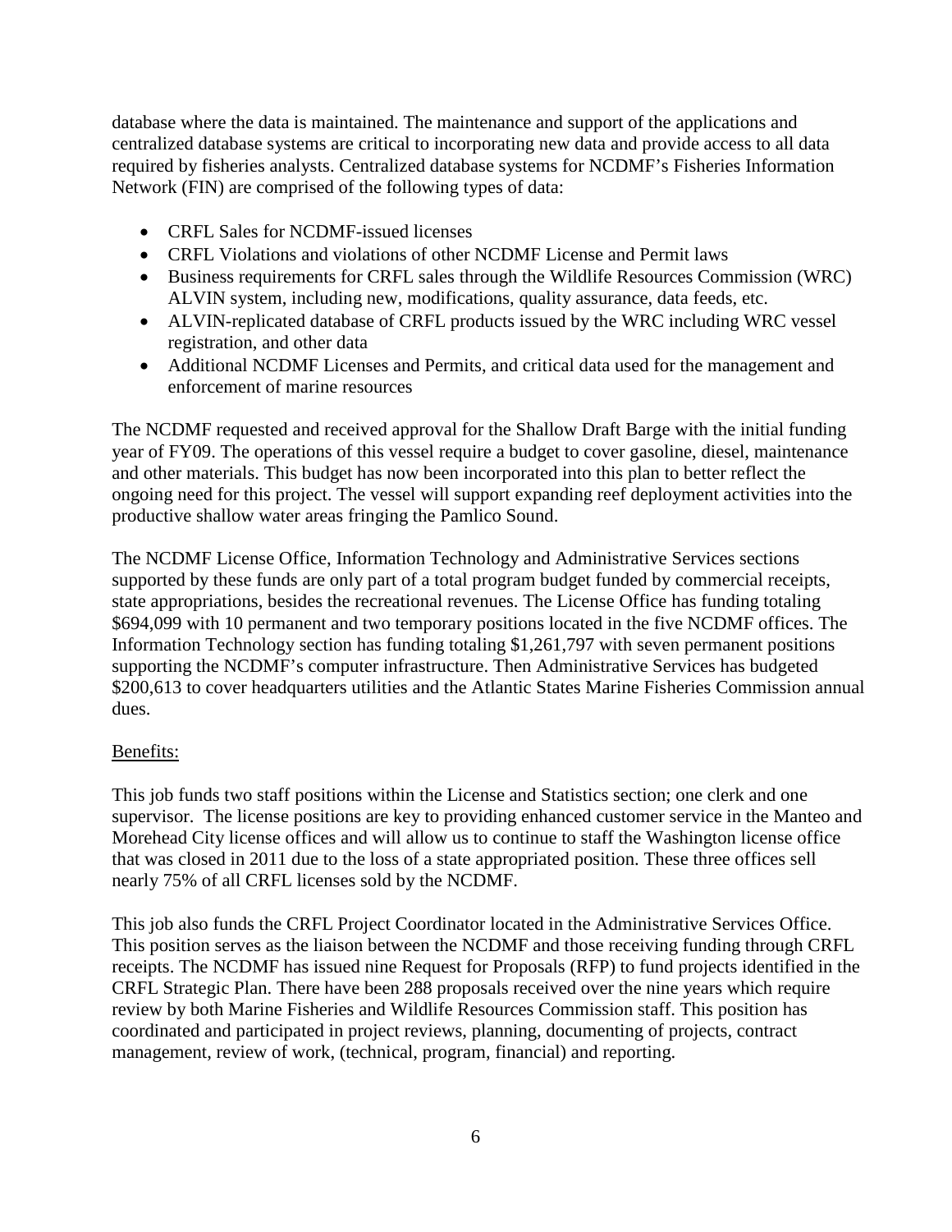database where the data is maintained. The maintenance and support of the applications and centralized database systems are critical to incorporating new data and provide access to all data required by fisheries analysts. Centralized database systems for NCDMF's Fisheries Information Network (FIN) are comprised of the following types of data:

- CRFL Sales for NCDMF-issued licenses
- CRFL Violations and violations of other NCDMF License and Permit laws
- Business requirements for CRFL sales through the Wildlife Resources Commission (WRC) ALVIN system, including new, modifications, quality assurance, data feeds, etc.
- ALVIN-replicated database of CRFL products issued by the WRC including WRC vessel registration, and other data
- Additional NCDMF Licenses and Permits, and critical data used for the management and enforcement of marine resources

The NCDMF requested and received approval for the Shallow Draft Barge with the initial funding year of FY09. The operations of this vessel require a budget to cover gasoline, diesel, maintenance and other materials. This budget has now been incorporated into this plan to better reflect the ongoing need for this project. The vessel will support expanding reef deployment activities into the productive shallow water areas fringing the Pamlico Sound.

The NCDMF License Office, Information Technology and Administrative Services sections supported by these funds are only part of a total program budget funded by commercial receipts, state appropriations, besides the recreational revenues. The License Office has funding totaling $694,099 with 10 permanent and two temporary positions located in the five NCDMF offices. The Information Technology section has funding totaling $1,261,797 with seven permanent positions supporting the NCDMF's computer infrastructure. Then Administrative Services has budgeted $200,613 to cover headquarters utilities and the Atlantic States Marine Fisheries Commission annual dues.

Benefits:

This job funds two staff positions within the License and Statistics section; one clerk and one supervisor. The license positions are key to providing enhanced customer service in the Manteo and Morehead City license offices and will allow us to continue to staff the Washington license office that was closed in 2011 due to the loss of a state appropriated position. These three offices sell nearly 75% of all CRFL licenses sold by the NCDMF.

This job also funds the CRFL Project Coordinator located in the Administrative Services Office. This position serves as the liaison between the NCDMF and those receiving funding through CRFL receipts. The NCDMF has issued nine Request for Proposals (RFP) to fund projects identified in the CRFL Strategic Plan. There have been 288 proposals received over the nine years which require review by both Marine Fisheries and Wildlife Resources Commission staff. This position has coordinated and participated in project reviews, planning, documenting of projects, contract management, review of work, (technical, program, financial) and reporting.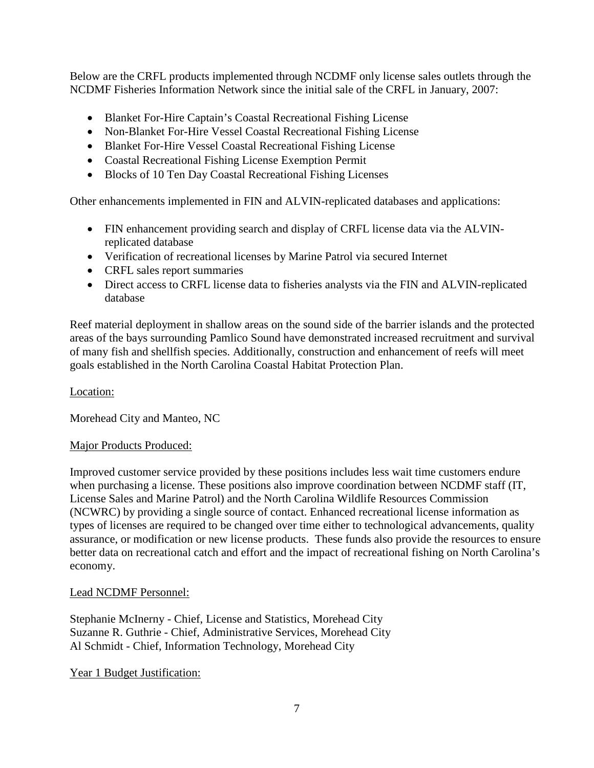Below are the CRFL products implemented through NCDMF only license sales outlets through the NCDMF Fisheries Information Network since the initial sale of the CRFL in January, 2007:

- Blanket For-Hire Captain's Coastal Recreational Fishing License
- Non-Blanket For-Hire Vessel Coastal Recreational Fishing License
- Blanket For-Hire Vessel Coastal Recreational Fishing License
- Coastal Recreational Fishing License Exemption Permit
- Blocks of 10 Ten Day Coastal Recreational Fishing Licenses

Other enhancements implemented in FIN and ALVIN-replicated databases and applications:

- FIN enhancement providing search and display of CRFL license data via the ALVIN-replicated database
- Verification of recreational licenses by Marine Patrol via secured Internet
- CRFL sales report summaries
- Direct access to CRFL license data to fisheries analysts via the FIN and ALVIN-replicated database

Reef material deployment in shallow areas on the sound side of the barrier islands and the protected areas of the bays surrounding Pamlico Sound have demonstrated increased recruitment and survival of many fish and shellfish species. Additionally, construction and enhancement of reefs will meet goals established in the North Carolina Coastal Habitat Protection Plan.

Location:

Morehead City and Manteo, NC

Major Products Produced:

Improved customer service provided by these positions includes less wait time customers endure when purchasing a license. These positions also improve coordination between NCDMF staff (IT, License Sales and Marine Patrol) and the North Carolina Wildlife Resources Commission (NCWRC) by providing a single source of contact. Enhanced recreational license information as types of licenses are required to be changed over time either to technological advancements, quality assurance, or modification or new license products. These funds also provide the resources to ensure better data on recreational catch and effort and the impact of recreational fishing on North Carolina's economy.

Lead NCDMF Personnel:

Stephanie McInerny - Chief, License and Statistics, Morehead City
Suzanne R. Guthrie - Chief, Administrative Services, Morehead City
Al Schmidt - Chief, Information Technology, Morehead City

Year 1 Budget Justification: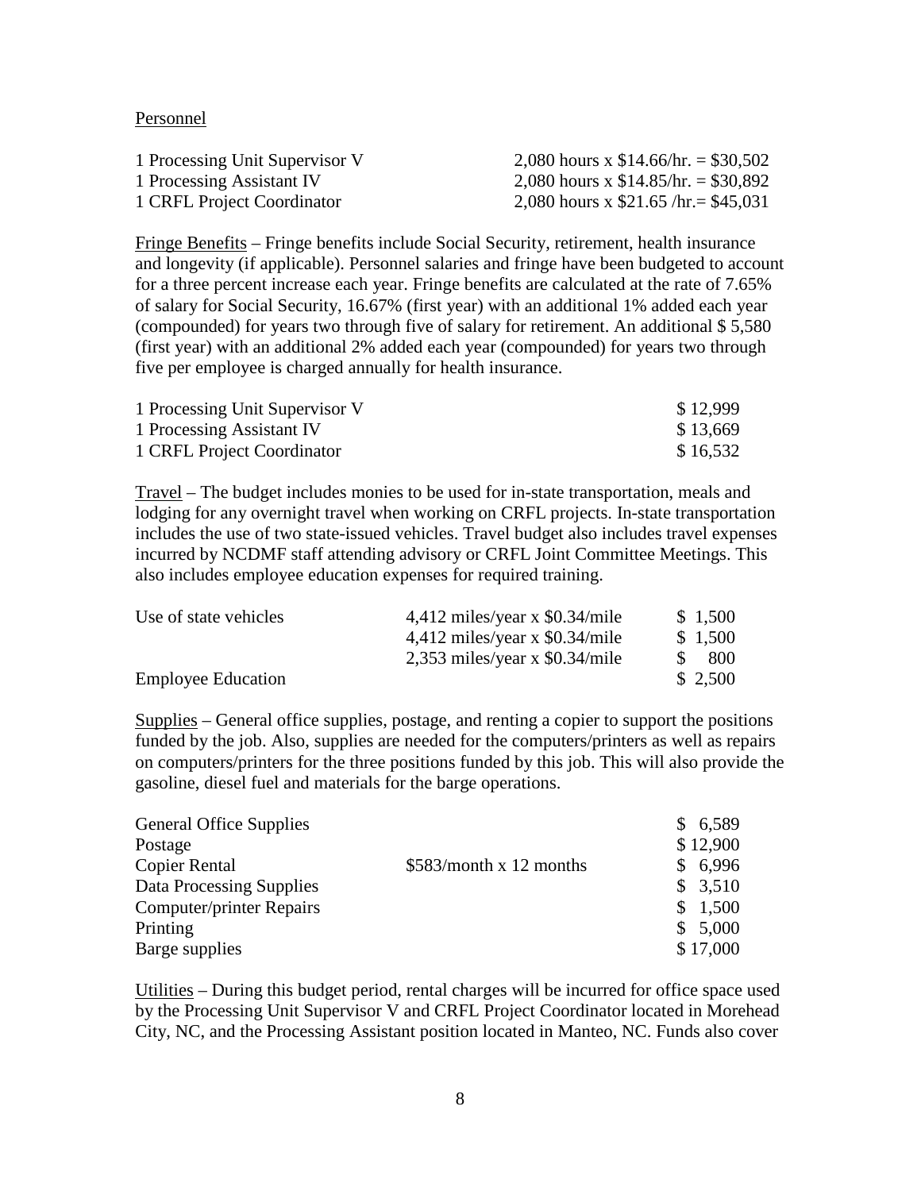Personnel

| | |
|---|---|
| 1 Processing Unit Supervisor V | 2,080 hours x $14.66/hr. = $30,502 |
| 1 Processing Assistant IV | 2,080 hours x $14.85/hr. = $30,892 |
| 1 CRFL Project Coordinator | 2,080 hours x $21.65 /hr.= $45,031 |

Fringe Benefits – Fringe benefits include Social Security, retirement, health insurance and longevity (if applicable). Personnel salaries and fringe have been budgeted to account for a three percent increase each year. Fringe benefits are calculated at the rate of 7.65% of salary for Social Security, 16.67% (first year) with an additional 1% added each year (compounded) for years two through five of salary for retirement. An additional $ 5,580 (first year) with an additional 2% added each year (compounded) for years two through five per employee is charged annually for health insurance.

| | |
|---|---|
| 1 Processing Unit Supervisor V | $ 12,999 |
| 1 Processing Assistant IV | $ 13,669 |
| 1 CRFL Project Coordinator | $ 16,532 |

Travel – The budget includes monies to be used for in-state transportation, meals and lodging for any overnight travel when working on CRFL projects. In-state transportation includes the use of two state-issued vehicles. Travel budget also includes travel expenses incurred by NCDMF staff attending advisory or CRFL Joint Committee Meetings. This also includes employee education expenses for required training.

| | | |
|---|---|---|
| Use of state vehicles | 4,412 miles/year x $0.34/mile | $ 1,500 |
| | 4,412 miles/year x $0.34/mile | $ 1,500 |
| | 2,353 miles/year x $0.34/mile | $ 800 |
| Employee Education | | $ 2,500 |

Supplies – General office supplies, postage, and renting a copier to support the positions funded by the job. Also, supplies are needed for the computers/printers as well as repairs on computers/printers for the three positions funded by this job. This will also provide the gasoline, diesel fuel and materials for the barge operations.

| | | |
|---|---|---|
| General Office Supplies | | $ 6,589 |
| Postage | | $ 12,900 |
| Copier Rental | $583/month x 12 months | $ 6,996 |
| Data Processing Supplies | | $ 3,510 |
| Computer/printer Repairs | | $ 1,500 |
| Printing | | $ 5,000 |
| Barge supplies | | $ 17,000 |

Utilities – During this budget period, rental charges will be incurred for office space used by the Processing Unit Supervisor V and CRFL Project Coordinator located in Morehead City, NC, and the Processing Assistant position located in Manteo, NC. Funds also cover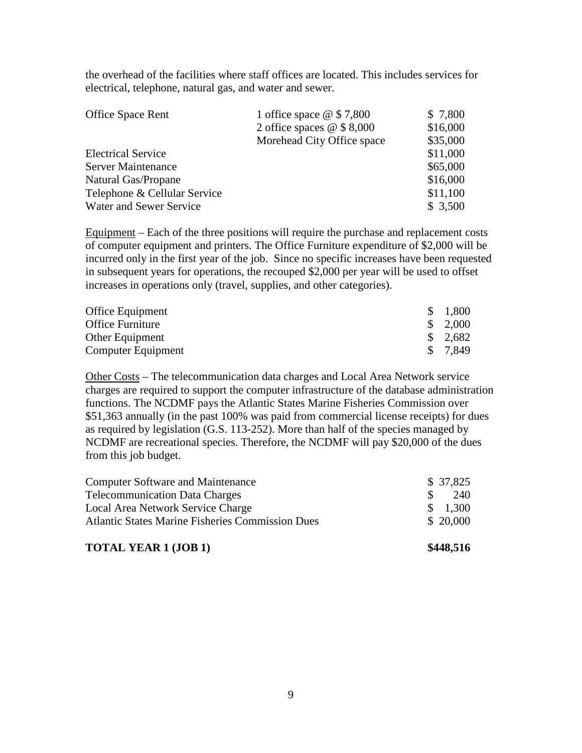the overhead of the facilities where staff offices are located. This includes services for electrical, telephone, natural gas, and water and sewer.

| | | |
|---|---|---|
| Office Space Rent | 1 office space @ $ 7,800 | $ 7,800 |
| | 2 office spaces @ $ 8,000 | $16,000 |
| | Morehead City Office space | $35,000 |
| Electrical Service | | $11,000 |
| Server Maintenance | | $65,000 |
| Natural Gas/Propane | | $16,000 |
| Telephone & Cellular Service | | $11,100 |
| Water and Sewer Service | | $ 3,500 |

<u>Equipment</u> – Each of the three positions will require the purchase and replacement costs of computer equipment and printers. The Office Furniture expenditure of $2,000 will be incurred only in the first year of the job. Since no specific increases have been requested in subsequent years for operations, the recouped $2,000 per year will be used to offset increases in operations only (travel, supplies, and other categories).

| | |
|---|---|
| Office Equipment | $ 1,800 |
| Office Furniture | $ 2,000 |
| Other Equipment | $ 2,682 |
| Computer Equipment | $ 7,849 |

<u>Other Costs</u> – The telecommunication data charges and Local Area Network service charges are required to support the computer infrastructure of the database administration functions. The NCDMF pays the Atlantic States Marine Fisheries Commission over $51,363 annually (in the past 100% was paid from commercial license receipts) for dues as required by legislation (G.S. 113-252). More than half of the species managed by NCDMF are recreational species. Therefore, the NCDMF will pay $20,000 of the dues from this job budget.

| | |
|---|---|
| Computer Software and Maintenance | $ 37,825 |
| Telecommunication Data Charges | $ 240 |
| Local Area Network Service Charge | $ 1,300 |
| Atlantic States Marine Fisheries Commission Dues | $ 20,000 |
| **TOTAL YEAR 1 (JOB 1)** | **$448,516** |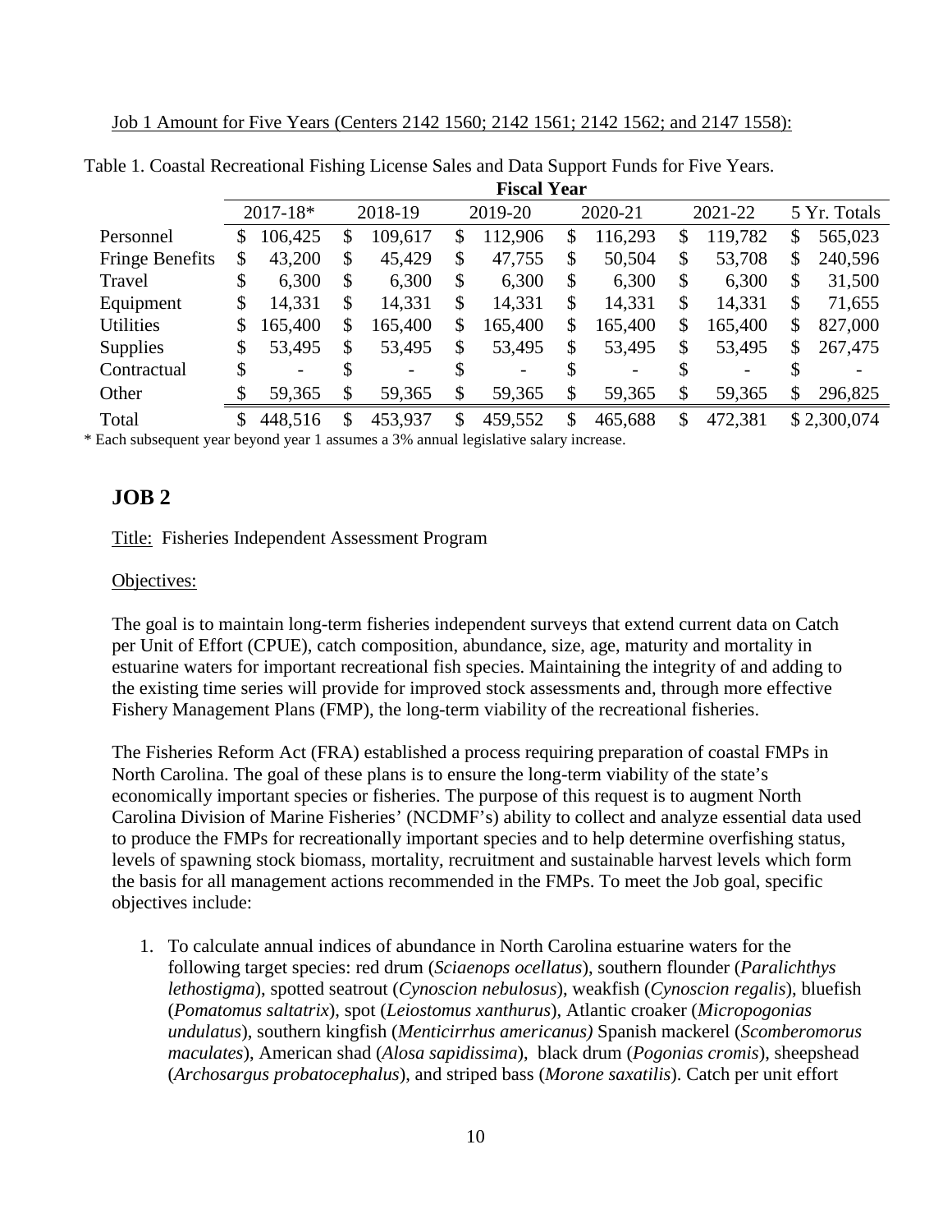Job 1 Amount for Five Years (Centers 2142 1560; 2142 1561; 2142 1562; and 2147 1558):

Table 1. Coastal Recreational Fishing License Sales and Data Support Funds for Five Years.

| | Fiscal Year | | | | | |
|---|---|---|---|---|---|---|
| | 2017-18* | 2018-19 | 2019-20 | 2020-21 | 2021-22 | 5 Yr. Totals |
| Personnel | $ 106,425 | $ 109,617 | $ 112,906 | $ 116,293 | $ 119,782 | $ 565,023 |
| Fringe Benefits | $ 43,200 | $ 45,429 | $ 47,755 | $ 50,504 | $ 53,708 | $ 240,596 |
| Travel | $ 6,300 | $ 6,300 | $ 6,300 | $ 6,300 | $ 6,300 | $ 31,500 |
| Equipment | $ 14,331 | $ 14,331 | $ 14,331 | $ 14,331 | $ 14,331 | $ 71,655 |
| Utilities | $ 165,400 | $ 165,400 | $ 165,400 | $ 165,400 | $ 165,400 | $ 827,000 |
| Supplies | $ 53,495 | $ 53,495 | $ 53,495 | $ 53,495 | $ 53,495 | $ 267,475 |
| Contractual | $ - | $ - | $ - | $ - | $ - | $ - |
| Other | $ 59,365 | $ 59,365 | $ 59,365 | $ 59,365 | $ 59,365 | $ 296,825 |
| Total | $ 448,516 | $ 453,937 | $ 459,552 | $ 465,688 | $ 472,381 | $ 2,300,074 |

* Each subsequent year beyond year 1 assumes a 3% annual legislative salary increase.

## JOB 2

Title: Fisheries Independent Assessment Program

Objectives:

The goal is to maintain long-term fisheries independent surveys that extend current data on Catch per Unit of Effort (CPUE), catch composition, abundance, size, age, maturity and mortality in estuarine waters for important recreational fish species. Maintaining the integrity of and adding to the existing time series will provide for improved stock assessments and, through more effective Fishery Management Plans (FMP), the long-term viability of the recreational fisheries.

The Fisheries Reform Act (FRA) established a process requiring preparation of coastal FMPs in North Carolina. The goal of these plans is to ensure the long-term viability of the state's economically important species or fisheries. The purpose of this request is to augment North Carolina Division of Marine Fisheries' (NCDMF's) ability to collect and analyze essential data used to produce the FMPs for recreationally important species and to help determine overfishing status, levels of spawning stock biomass, mortality, recruitment and sustainable harvest levels which form the basis for all management actions recommended in the FMPs. To meet the Job goal, specific objectives include:

1. To calculate annual indices of abundance in North Carolina estuarine waters for the following target species: red drum (*Sciaenops ocellatus*), southern flounder (*Paralichthys lethostigma*), spotted seatrout (*Cynoscion nebulosus*), weakfish (*Cynoscion regalis*), bluefish (*Pomatomus saltatrix*), spot (*Leiostomus xanthurus*), Atlantic croaker (*Micropogonias undulatus*), southern kingfish (*Menticirrhus americanus)* Spanish mackerel (*Scomberomorus maculates*), American shad (*Alosa sapidissima*), black drum (*Pogonias cromis*), sheepshead (*Archosargus probatocephalus*), and striped bass (*Morone saxatilis*). Catch per unit effort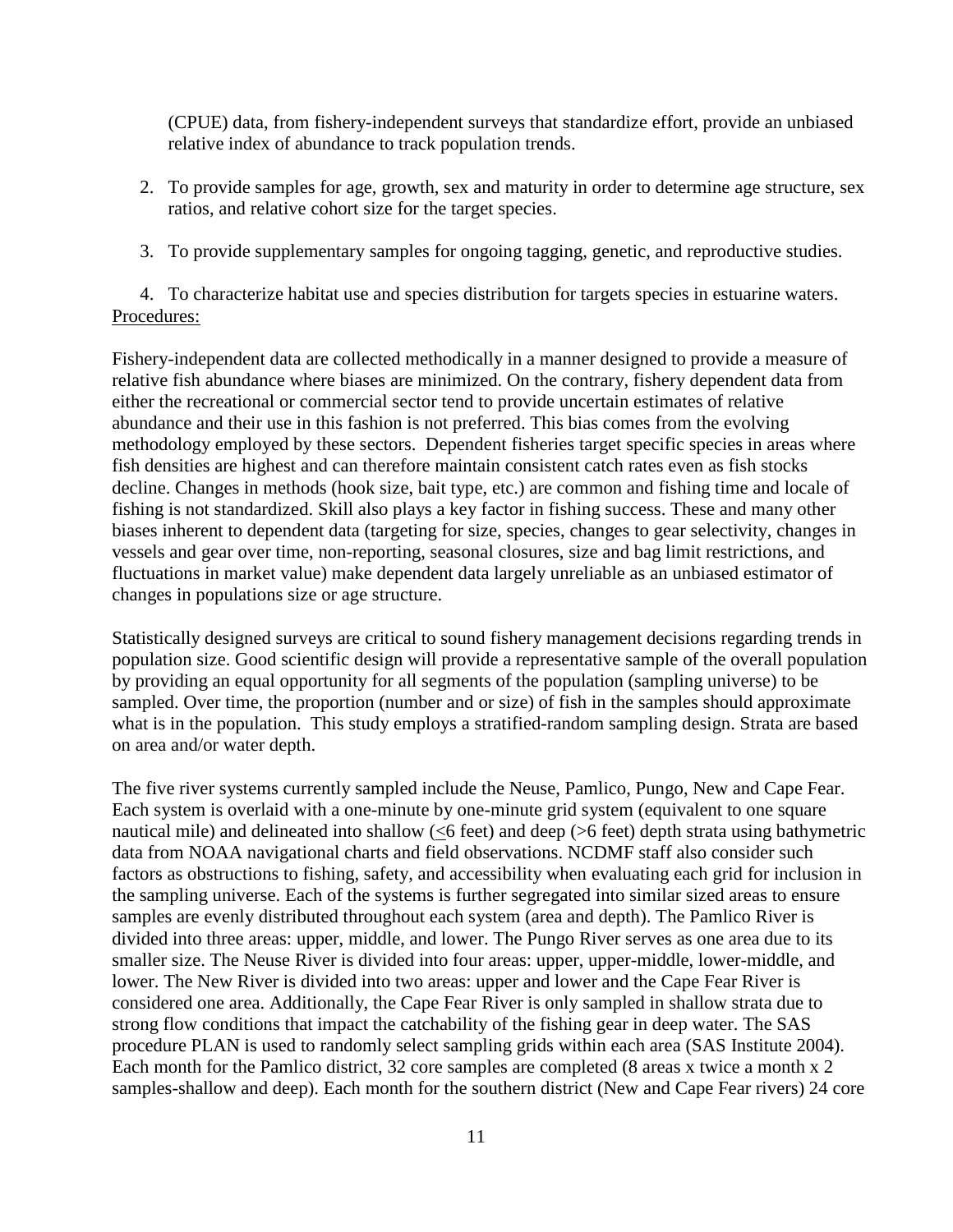(CPUE) data, from fishery-independent surveys that standardize effort, provide an unbiased relative index of abundance to track population trends.

2. To provide samples for age, growth, sex and maturity in order to determine age structure, sex ratios, and relative cohort size for the target species.

3. To provide supplementary samples for ongoing tagging, genetic, and reproductive studies.

4. To characterize habitat use and species distribution for targets species in estuarine waters.

Procedures:

Fishery-independent data are collected methodically in a manner designed to provide a measure of relative fish abundance where biases are minimized. On the contrary, fishery dependent data from either the recreational or commercial sector tend to provide uncertain estimates of relative abundance and their use in this fashion is not preferred. This bias comes from the evolving methodology employed by these sectors. Dependent fisheries target specific species in areas where fish densities are highest and can therefore maintain consistent catch rates even as fish stocks decline. Changes in methods (hook size, bait type, etc.) are common and fishing time and locale of fishing is not standardized. Skill also plays a key factor in fishing success. These and many other biases inherent to dependent data (targeting for size, species, changes to gear selectivity, changes in vessels and gear over time, non-reporting, seasonal closures, size and bag limit restrictions, and fluctuations in market value) make dependent data largely unreliable as an unbiased estimator of changes in populations size or age structure.

Statistically designed surveys are critical to sound fishery management decisions regarding trends in population size. Good scientific design will provide a representative sample of the overall population by providing an equal opportunity for all segments of the population (sampling universe) to be sampled. Over time, the proportion (number and or size) of fish in the samples should approximate what is in the population. This study employs a stratified-random sampling design. Strata are based on area and/or water depth.

The five river systems currently sampled include the Neuse, Pamlico, Pungo, New and Cape Fear. Each system is overlaid with a one-minute by one-minute grid system (equivalent to one square nautical mile) and delineated into shallow ($\leq$6 feet) and deep (>6 feet) depth strata using bathymetric data from NOAA navigational charts and field observations. NCDMF staff also consider such factors as obstructions to fishing, safety, and accessibility when evaluating each grid for inclusion in the sampling universe. Each of the systems is further segregated into similar sized areas to ensure samples are evenly distributed throughout each system (area and depth). The Pamlico River is divided into three areas: upper, middle, and lower. The Pungo River serves as one area due to its smaller size. The Neuse River is divided into four areas: upper, upper-middle, lower-middle, and lower. The New River is divided into two areas: upper and lower and the Cape Fear River is considered one area. Additionally, the Cape Fear River is only sampled in shallow strata due to strong flow conditions that impact the catchability of the fishing gear in deep water. The SAS procedure PLAN is used to randomly select sampling grids within each area (SAS Institute 2004). Each month for the Pamlico district, 32 core samples are completed (8 areas x twice a month x 2 samples-shallow and deep). Each month for the southern district (New and Cape Fear rivers) 24 core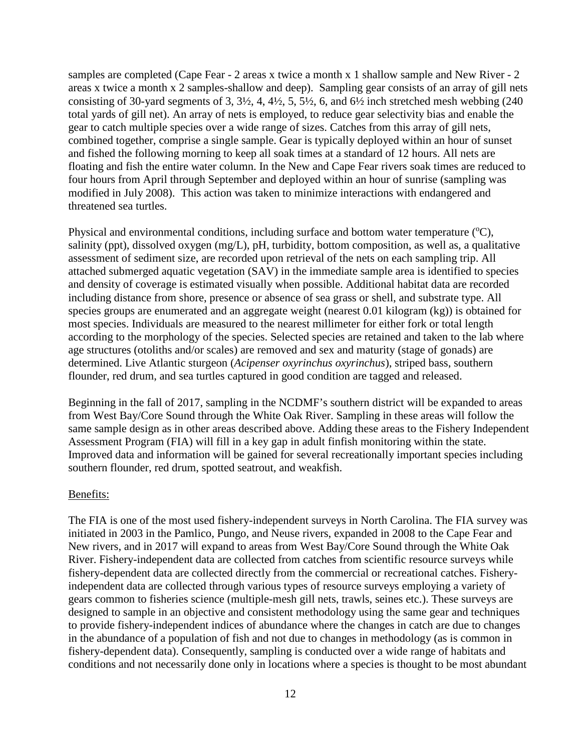samples are completed (Cape Fear - 2 areas x twice a month x 1 shallow sample and New River - 2 areas x twice a month x 2 samples-shallow and deep). Sampling gear consists of an array of gill nets consisting of 30-yard segments of 3, 3½, 4, 4½, 5, 5½, 6, and 6½ inch stretched mesh webbing (240 total yards of gill net). An array of nets is employed, to reduce gear selectivity bias and enable the gear to catch multiple species over a wide range of sizes. Catches from this array of gill nets, combined together, comprise a single sample. Gear is typically deployed within an hour of sunset and fished the following morning to keep all soak times at a standard of 12 hours. All nets are floating and fish the entire water column. In the New and Cape Fear rivers soak times are reduced to four hours from April through September and deployed within an hour of sunrise (sampling was modified in July 2008). This action was taken to minimize interactions with endangered and threatened sea turtles.

Physical and environmental conditions, including surface and bottom water temperature (°C), salinity (ppt), dissolved oxygen (mg/L), pH, turbidity, bottom composition, as well as, a qualitative assessment of sediment size, are recorded upon retrieval of the nets on each sampling trip. All attached submerged aquatic vegetation (SAV) in the immediate sample area is identified to species and density of coverage is estimated visually when possible. Additional habitat data are recorded including distance from shore, presence or absence of sea grass or shell, and substrate type. All species groups are enumerated and an aggregate weight (nearest 0.01 kilogram (kg)) is obtained for most species. Individuals are measured to the nearest millimeter for either fork or total length according to the morphology of the species. Selected species are retained and taken to the lab where age structures (otoliths and/or scales) are removed and sex and maturity (stage of gonads) are determined. Live Atlantic sturgeon (*Acipenser oxyrinchus oxyrinchus*), striped bass, southern flounder, red drum, and sea turtles captured in good condition are tagged and released.

Beginning in the fall of 2017, sampling in the NCDMF's southern district will be expanded to areas from West Bay/Core Sound through the White Oak River. Sampling in these areas will follow the same sample design as in other areas described above. Adding these areas to the Fishery Independent Assessment Program (FIA) will fill in a key gap in adult finfish monitoring within the state. Improved data and information will be gained for several recreationally important species including southern flounder, red drum, spotted seatrout, and weakfish.

Benefits:

The FIA is one of the most used fishery-independent surveys in North Carolina. The FIA survey was initiated in 2003 in the Pamlico, Pungo, and Neuse rivers, expanded in 2008 to the Cape Fear and New rivers, and in 2017 will expand to areas from West Bay/Core Sound through the White Oak River. Fishery-independent data are collected from catches from scientific resource surveys while fishery-dependent data are collected directly from the commercial or recreational catches. Fishery-independent data are collected through various types of resource surveys employing a variety of gears common to fisheries science (multiple-mesh gill nets, trawls, seines etc.). These surveys are designed to sample in an objective and consistent methodology using the same gear and techniques to provide fishery-independent indices of abundance where the changes in catch are due to changes in the abundance of a population of fish and not due to changes in methodology (as is common in fishery-dependent data). Consequently, sampling is conducted over a wide range of habitats and conditions and not necessarily done only in locations where a species is thought to be most abundant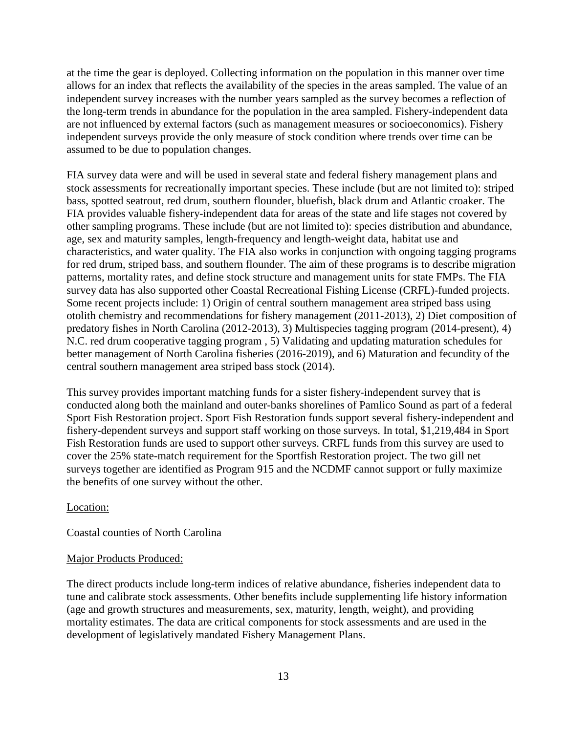at the time the gear is deployed. Collecting information on the population in this manner over time allows for an index that reflects the availability of the species in the areas sampled. The value of an independent survey increases with the number years sampled as the survey becomes a reflection of the long-term trends in abundance for the population in the area sampled. Fishery-independent data are not influenced by external factors (such as management measures or socioeconomics). Fishery independent surveys provide the only measure of stock condition where trends over time can be assumed to be due to population changes.

FIA survey data were and will be used in several state and federal fishery management plans and stock assessments for recreationally important species. These include (but are not limited to): striped bass, spotted seatrout, red drum, southern flounder, bluefish, black drum and Atlantic croaker. The FIA provides valuable fishery-independent data for areas of the state and life stages not covered by other sampling programs. These include (but are not limited to): species distribution and abundance, age, sex and maturity samples, length-frequency and length-weight data, habitat use and characteristics, and water quality. The FIA also works in conjunction with ongoing tagging programs for red drum, striped bass, and southern flounder. The aim of these programs is to describe migration patterns, mortality rates, and define stock structure and management units for state FMPs. The FIA survey data has also supported other Coastal Recreational Fishing License (CRFL)-funded projects. Some recent projects include: 1) Origin of central southern management area striped bass using otolith chemistry and recommendations for fishery management (2011-2013), 2) Diet composition of predatory fishes in North Carolina (2012-2013), 3) Multispecies tagging program (2014-present), 4) N.C. red drum cooperative tagging program , 5) Validating and updating maturation schedules for better management of North Carolina fisheries (2016-2019), and 6) Maturation and fecundity of the central southern management area striped bass stock (2014).

This survey provides important matching funds for a sister fishery-independent survey that is conducted along both the mainland and outer-banks shorelines of Pamlico Sound as part of a federal Sport Fish Restoration project. Sport Fish Restoration funds support several fishery-independent and fishery-dependent surveys and support staff working on those surveys. In total, $1,219,484 in Sport Fish Restoration funds are used to support other surveys. CRFL funds from this survey are used to cover the 25% state-match requirement for the Sportfish Restoration project. The two gill net surveys together are identified as Program 915 and the NCDMF cannot support or fully maximize the benefits of one survey without the other.

Location:

Coastal counties of North Carolina

Major Products Produced:

The direct products include long-term indices of relative abundance, fisheries independent data to tune and calibrate stock assessments. Other benefits include supplementing life history information (age and growth structures and measurements, sex, maturity, length, weight), and providing mortality estimates. The data are critical components for stock assessments and are used in the development of legislatively mandated Fishery Management Plans.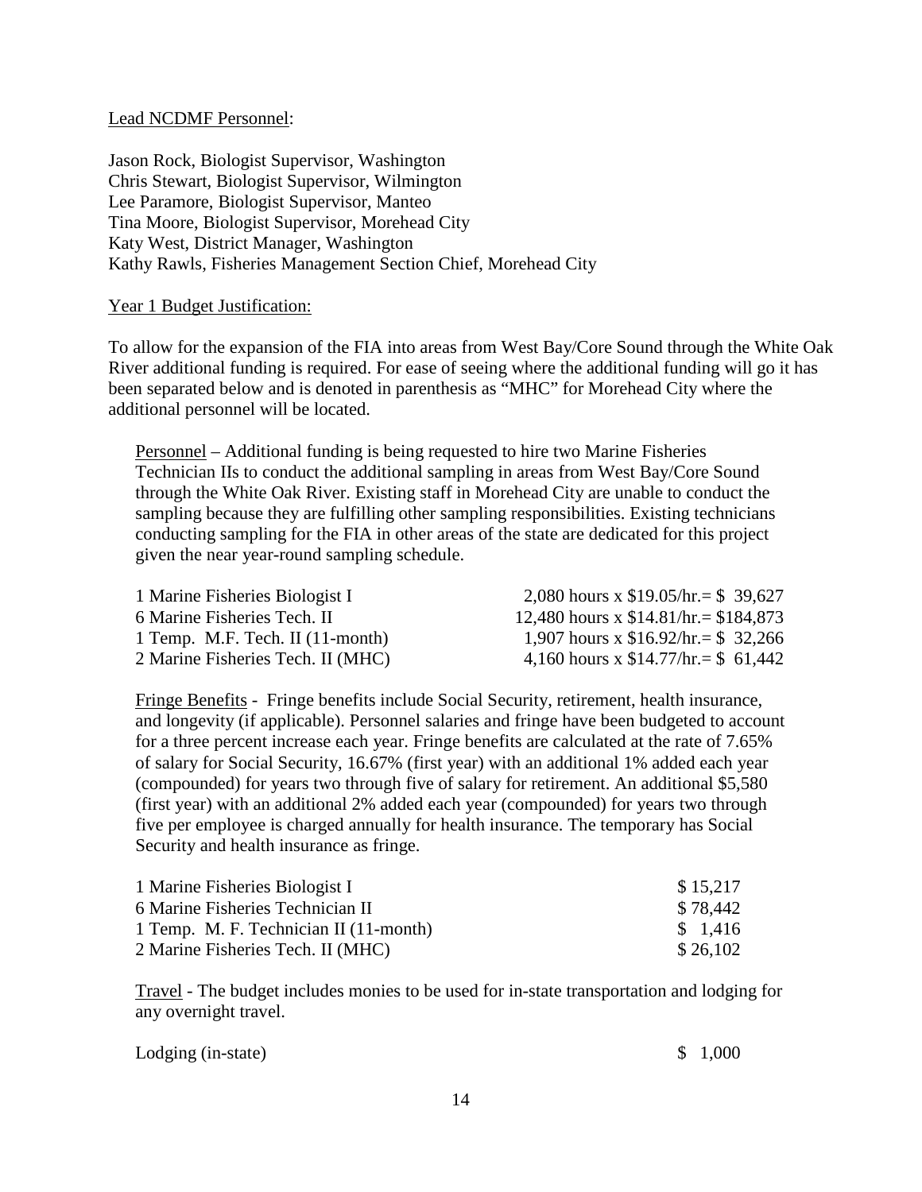<u>Lead NCDMF Personnel</u>:

Jason Rock, Biologist Supervisor, Washington
Chris Stewart, Biologist Supervisor, Wilmington
Lee Paramore, Biologist Supervisor, Manteo
Tina Moore, Biologist Supervisor, Morehead City
Katy West, District Manager, Washington
Kathy Rawls, Fisheries Management Section Chief, Morehead City

<u>Year 1 Budget Justification:</u>

To allow for the expansion of the FIA into areas from West Bay/Core Sound through the White Oak River additional funding is required. For ease of seeing where the additional funding will go it has been separated below and is denoted in parenthesis as "MHC" for Morehead City where the additional personnel will be located.

<u>Personnel</u> – Additional funding is being requested to hire two Marine Fisheries Technician IIs to conduct the additional sampling in areas from West Bay/Core Sound through the White Oak River. Existing staff in Morehead City are unable to conduct the sampling because they are fulfilling other sampling responsibilities. Existing technicians conducting sampling for the FIA in other areas of the state are dedicated for this project given the near year-round sampling schedule.

| | |
|---|---|
| 1 Marine Fisheries Biologist I | 2,080 hours x $19.05/hr.= $ 39,627 |
| 6 Marine Fisheries Tech. II | 12,480 hours x $14.81/hr.= $184,873 |
| 1 Temp. M.F. Tech. II (11-month) | 1,907 hours x $16.92/hr.= $ 32,266 |
| 2 Marine Fisheries Tech. II (MHC) | 4,160 hours x $14.77/hr.= $ 61,442 |

<u>Fringe Benefits</u> - Fringe benefits include Social Security, retirement, health insurance, and longevity (if applicable). Personnel salaries and fringe have been budgeted to account for a three percent increase each year. Fringe benefits are calculated at the rate of 7.65% of salary for Social Security, 16.67% (first year) with an additional 1% added each year (compounded) for years two through five of salary for retirement. An additional $5,580 (first year) with an additional 2% added each year (compounded) for years two through five per employee is charged annually for health insurance. The temporary has Social Security and health insurance as fringe.

| | |
|---|---|
| 1 Marine Fisheries Biologist I | $ 15,217 |
| 6 Marine Fisheries Technician II | $ 78,442 |
| 1 Temp. M. F. Technician II (11-month) | $ 1,416 |
| 2 Marine Fisheries Tech. II (MHC) | $ 26,102 |

<u>Travel</u> - The budget includes monies to be used for in-state transportation and lodging for any overnight travel.

| | |
|---|---|
| Lodging (in-state) | $ 1,000 |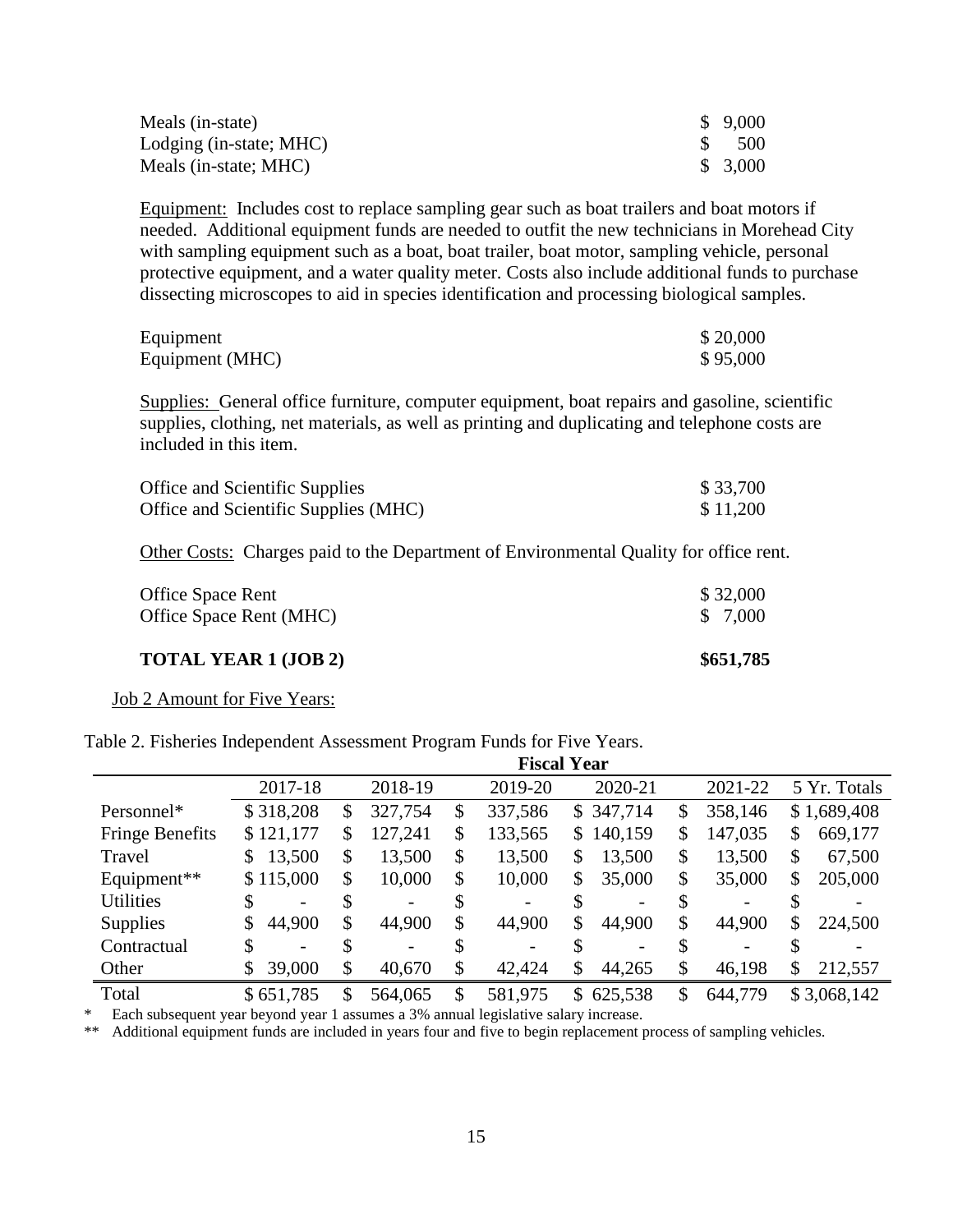| | |
|---|---|
| Meals (in-state) | $ 9,000 |
| Lodging (in-state; MHC) | $ 500 |
| Meals (in-state; MHC) | $ 3,000 |

Equipment: Includes cost to replace sampling gear such as boat trailers and boat motors if needed. Additional equipment funds are needed to outfit the new technicians in Morehead City with sampling equipment such as a boat, boat trailer, boat motor, sampling vehicle, personal protective equipment, and a water quality meter. Costs also include additional funds to purchase dissecting microscopes to aid in species identification and processing biological samples.

| | |
|---|---|
| Equipment | $ 20,000 |
| Equipment (MHC) | $ 95,000 |

Supplies: General office furniture, computer equipment, boat repairs and gasoline, scientific supplies, clothing, net materials, as well as printing and duplicating and telephone costs are included in this item.

| | |
|---|---|
| Office and Scientific Supplies | $ 33,700 |
| Office and Scientific Supplies (MHC) | $ 11,200 |

Other Costs: Charges paid to the Department of Environmental Quality for office rent.

| | |
|---|---|
| Office Space Rent | $ 32,000 |
| Office Space Rent (MHC) | $ 7,000 |

**TOTAL YEAR 1 (JOB 2)** **$651,785**

Job 2 Amount for Five Years:

Table 2. Fisheries Independent Assessment Program Funds for Five Years.

| | Fiscal Year | | | | | |
|---|---|---|---|---|---|---|
| | 2017-18 | 2018-19 | 2019-20 | 2020-21 | 2021-22 | 5 Yr. Totals |
| Personnel* | $ 318,208 | $ 327,754 | $ 337,586 | $ 347,714 | $ 358,146 | $ 1,689,408 |
| Fringe Benefits | $ 121,177 | $ 127,241 | $ 133,565 | $ 140,159 | $ 147,035 | $ 669,177 |
| Travel | $ 13,500 | $ 13,500 | $ 13,500 | $ 13,500 | $ 13,500 | $ 67,500 |
| Equipment** | $ 115,000 | $ 10,000 | $ 10,000 | $ 35,000 | $ 35,000 | $ 205,000 |
| Utilities | $ - | $ - | $ - | $ - | $ - | $ - |
| Supplies | $ 44,900 | $ 44,900 | $ 44,900 | $ 44,900 | $ 44,900 | $ 224,500 |
| Contractual | $ - | $ - | $ - | $ - | $ - | $ - |
| Other | $ 39,000 | $ 40,670 | $ 42,424 | $ 44,265 | $ 46,198 | $ 212,557 |
| Total | $ 651,785 | $ 564,065 | $ 581,975 | $ 625,538 | $ 644,779 | $ 3,068,142 |

\* Each subsequent year beyond year 1 assumes a 3% annual legislative salary increase.

\*\* Additional equipment funds are included in years four and five to begin replacement process of sampling vehicles.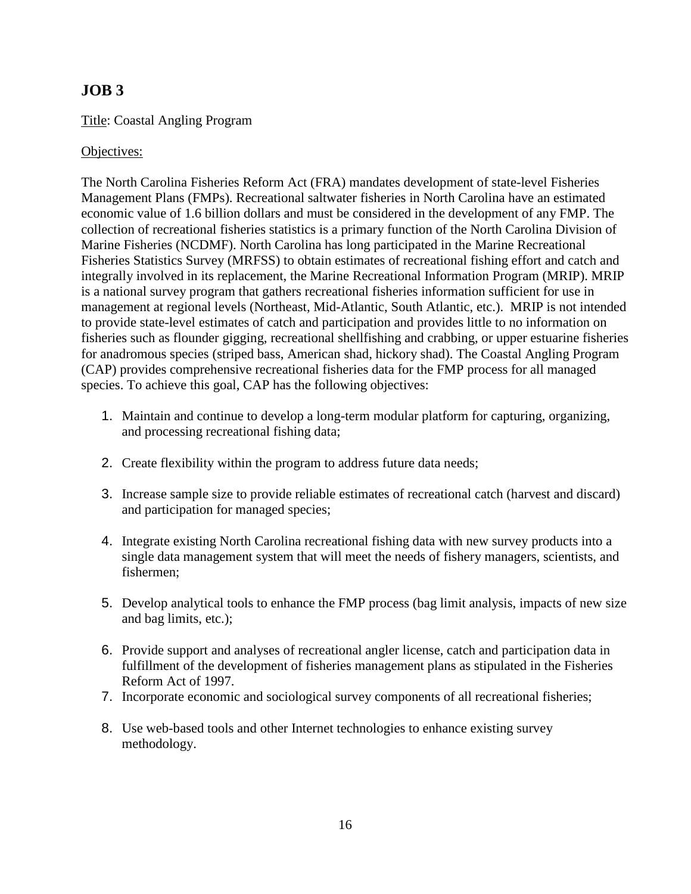## JOB 3

<u>Title</u>: Coastal Angling Program

<u>Objectives:</u>

The North Carolina Fisheries Reform Act (FRA) mandates development of state-level Fisheries Management Plans (FMPs). Recreational saltwater fisheries in North Carolina have an estimated economic value of 1.6 billion dollars and must be considered in the development of any FMP. The collection of recreational fisheries statistics is a primary function of the North Carolina Division of Marine Fisheries (NCDMF). North Carolina has long participated in the Marine Recreational Fisheries Statistics Survey (MRFSS) to obtain estimates of recreational fishing effort and catch and integrally involved in its replacement, the Marine Recreational Information Program (MRIP). MRIP is a national survey program that gathers recreational fisheries information sufficient for use in management at regional levels (Northeast, Mid-Atlantic, South Atlantic, etc.). MRIP is not intended to provide state-level estimates of catch and participation and provides little to no information on fisheries such as flounder gigging, recreational shellfishing and crabbing, or upper estuarine fisheries for anadromous species (striped bass, American shad, hickory shad). The Coastal Angling Program (CAP) provides comprehensive recreational fisheries data for the FMP process for all managed species. To achieve this goal, CAP has the following objectives:

1. Maintain and continue to develop a long-term modular platform for capturing, organizing, and processing recreational fishing data;
2. Create flexibility within the program to address future data needs;
3. Increase sample size to provide reliable estimates of recreational catch (harvest and discard) and participation for managed species;
4. Integrate existing North Carolina recreational fishing data with new survey products into a single data management system that will meet the needs of fishery managers, scientists, and fishermen;
5. Develop analytical tools to enhance the FMP process (bag limit analysis, impacts of new size and bag limits, etc.);
6. Provide support and analyses of recreational angler license, catch and participation data in fulfillment of the development of fisheries management plans as stipulated in the Fisheries Reform Act of 1997.
7. Incorporate economic and sociological survey components of all recreational fisheries;
8. Use web-based tools and other Internet technologies to enhance existing survey methodology.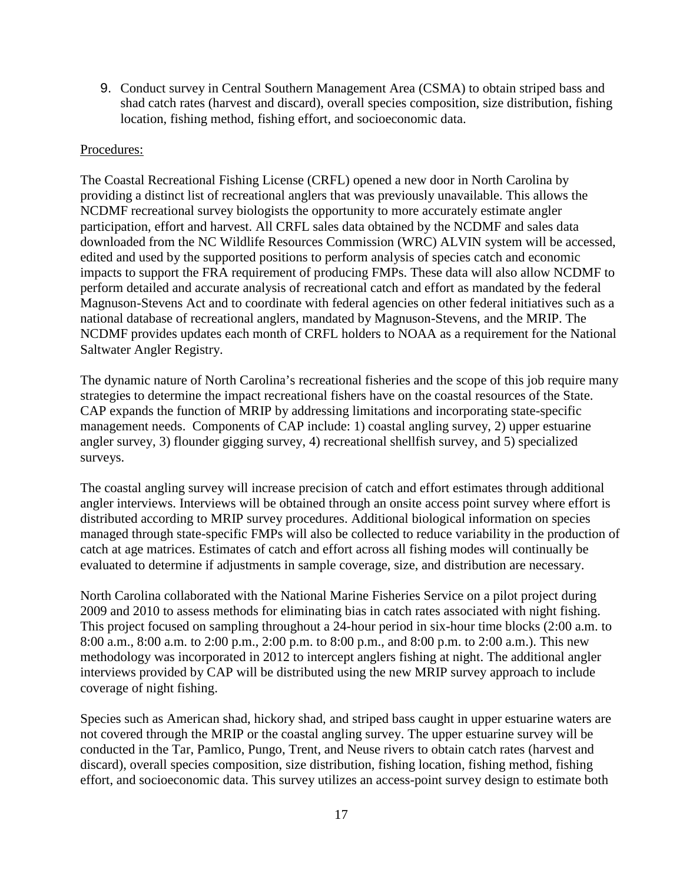9. Conduct survey in Central Southern Management Area (CSMA) to obtain striped bass and shad catch rates (harvest and discard), overall species composition, size distribution, fishing location, fishing method, fishing effort, and socioeconomic data.

Procedures:

The Coastal Recreational Fishing License (CRFL) opened a new door in North Carolina by providing a distinct list of recreational anglers that was previously unavailable. This allows the NCDMF recreational survey biologists the opportunity to more accurately estimate angler participation, effort and harvest. All CRFL sales data obtained by the NCDMF and sales data downloaded from the NC Wildlife Resources Commission (WRC) ALVIN system will be accessed, edited and used by the supported positions to perform analysis of species catch and economic impacts to support the FRA requirement of producing FMPs. These data will also allow NCDMF to perform detailed and accurate analysis of recreational catch and effort as mandated by the federal Magnuson-Stevens Act and to coordinate with federal agencies on other federal initiatives such as a national database of recreational anglers, mandated by Magnuson-Stevens, and the MRIP. The NCDMF provides updates each month of CRFL holders to NOAA as a requirement for the National Saltwater Angler Registry.

The dynamic nature of North Carolina's recreational fisheries and the scope of this job require many strategies to determine the impact recreational fishers have on the coastal resources of the State. CAP expands the function of MRIP by addressing limitations and incorporating state-specific management needs. Components of CAP include: 1) coastal angling survey, 2) upper estuarine angler survey, 3) flounder gigging survey, 4) recreational shellfish survey, and 5) specialized surveys.

The coastal angling survey will increase precision of catch and effort estimates through additional angler interviews. Interviews will be obtained through an onsite access point survey where effort is distributed according to MRIP survey procedures. Additional biological information on species managed through state-specific FMPs will also be collected to reduce variability in the production of catch at age matrices. Estimates of catch and effort across all fishing modes will continually be evaluated to determine if adjustments in sample coverage, size, and distribution are necessary.

North Carolina collaborated with the National Marine Fisheries Service on a pilot project during 2009 and 2010 to assess methods for eliminating bias in catch rates associated with night fishing. This project focused on sampling throughout a 24-hour period in six-hour time blocks (2:00 a.m. to 8:00 a.m., 8:00 a.m. to 2:00 p.m., 2:00 p.m. to 8:00 p.m., and 8:00 p.m. to 2:00 a.m.). This new methodology was incorporated in 2012 to intercept anglers fishing at night. The additional angler interviews provided by CAP will be distributed using the new MRIP survey approach to include coverage of night fishing.

Species such as American shad, hickory shad, and striped bass caught in upper estuarine waters are not covered through the MRIP or the coastal angling survey. The upper estuarine survey will be conducted in the Tar, Pamlico, Pungo, Trent, and Neuse rivers to obtain catch rates (harvest and discard), overall species composition, size distribution, fishing location, fishing method, fishing effort, and socioeconomic data. This survey utilizes an access-point survey design to estimate both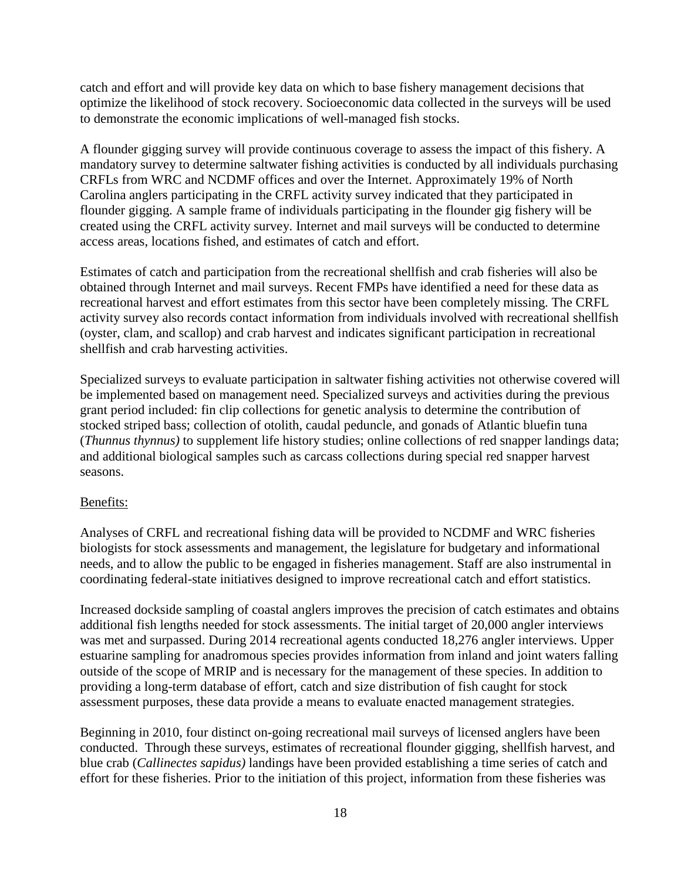catch and effort and will provide key data on which to base fishery management decisions that optimize the likelihood of stock recovery. Socioeconomic data collected in the surveys will be used to demonstrate the economic implications of well-managed fish stocks.

A flounder gigging survey will provide continuous coverage to assess the impact of this fishery. A mandatory survey to determine saltwater fishing activities is conducted by all individuals purchasing CRFLs from WRC and NCDMF offices and over the Internet. Approximately 19% of North Carolina anglers participating in the CRFL activity survey indicated that they participated in flounder gigging. A sample frame of individuals participating in the flounder gig fishery will be created using the CRFL activity survey. Internet and mail surveys will be conducted to determine access areas, locations fished, and estimates of catch and effort.

Estimates of catch and participation from the recreational shellfish and crab fisheries will also be obtained through Internet and mail surveys. Recent FMPs have identified a need for these data as recreational harvest and effort estimates from this sector have been completely missing. The CRFL activity survey also records contact information from individuals involved with recreational shellfish (oyster, clam, and scallop) and crab harvest and indicates significant participation in recreational shellfish and crab harvesting activities.

Specialized surveys to evaluate participation in saltwater fishing activities not otherwise covered will be implemented based on management need. Specialized surveys and activities during the previous grant period included: fin clip collections for genetic analysis to determine the contribution of stocked striped bass; collection of otolith, caudal peduncle, and gonads of Atlantic bluefin tuna (*Thunnus thynnus)* to supplement life history studies; online collections of red snapper landings data; and additional biological samples such as carcass collections during special red snapper harvest seasons.

Benefits:

Analyses of CRFL and recreational fishing data will be provided to NCDMF and WRC fisheries biologists for stock assessments and management, the legislature for budgetary and informational needs, and to allow the public to be engaged in fisheries management. Staff are also instrumental in coordinating federal-state initiatives designed to improve recreational catch and effort statistics.

Increased dockside sampling of coastal anglers improves the precision of catch estimates and obtains additional fish lengths needed for stock assessments. The initial target of 20,000 angler interviews was met and surpassed. During 2014 recreational agents conducted 18,276 angler interviews. Upper estuarine sampling for anadromous species provides information from inland and joint waters falling outside of the scope of MRIP and is necessary for the management of these species. In addition to providing a long-term database of effort, catch and size distribution of fish caught for stock assessment purposes, these data provide a means to evaluate enacted management strategies.

Beginning in 2010, four distinct on-going recreational mail surveys of licensed anglers have been conducted. Through these surveys, estimates of recreational flounder gigging, shellfish harvest, and blue crab (*Callinectes sapidus)* landings have been provided establishing a time series of catch and effort for these fisheries. Prior to the initiation of this project, information from these fisheries was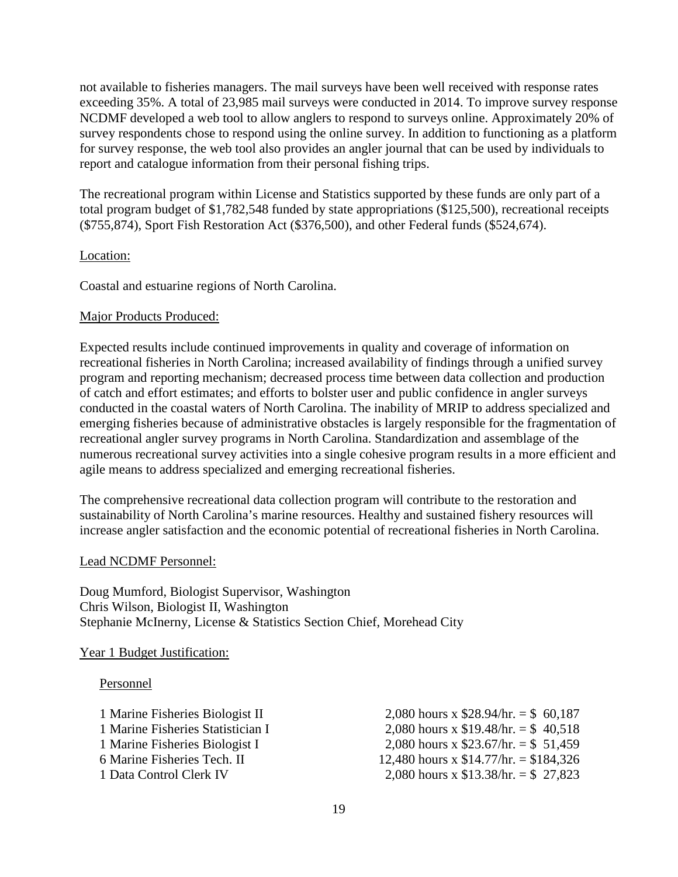not available to fisheries managers. The mail surveys have been well received with response rates exceeding 35%. A total of 23,985 mail surveys were conducted in 2014. To improve survey response NCDMF developed a web tool to allow anglers to respond to surveys online. Approximately 20% of survey respondents chose to respond using the online survey. In addition to functioning as a platform for survey response, the web tool also provides an angler journal that can be used by individuals to report and catalogue information from their personal fishing trips.

The recreational program within License and Statistics supported by these funds are only part of a total program budget of $1,782,548 funded by state appropriations ($125,500), recreational receipts ($755,874), Sport Fish Restoration Act ($376,500), and other Federal funds ($524,674).

Location:

Coastal and estuarine regions of North Carolina.

Major Products Produced:

Expected results include continued improvements in quality and coverage of information on recreational fisheries in North Carolina; increased availability of findings through a unified survey program and reporting mechanism; decreased process time between data collection and production of catch and effort estimates; and efforts to bolster user and public confidence in angler surveys conducted in the coastal waters of North Carolina. The inability of MRIP to address specialized and emerging fisheries because of administrative obstacles is largely responsible for the fragmentation of recreational angler survey programs in North Carolina. Standardization and assemblage of the numerous recreational survey activities into a single cohesive program results in a more efficient and agile means to address specialized and emerging recreational fisheries.

The comprehensive recreational data collection program will contribute to the restoration and sustainability of North Carolina's marine resources. Healthy and sustained fishery resources will increase angler satisfaction and the economic potential of recreational fisheries in North Carolina.

Lead NCDMF Personnel:

Doug Mumford, Biologist Supervisor, Washington
Chris Wilson, Biologist II, Washington
Stephanie McInerny, License & Statistics Section Chief, Morehead City

Year 1 Budget Justification:

Personnel

| | |
|---|---|
| 1 Marine Fisheries Biologist II | 2,080 hours x $28.94/hr. = $ 60,187 |
| 1 Marine Fisheries Statistician I | 2,080 hours x $19.48/hr. = $ 40,518 |
| 1 Marine Fisheries Biologist I | 2,080 hours x $23.67/hr. = $ 51,459 |
| 6 Marine Fisheries Tech. II | 12,480 hours x $14.77/hr. = $184,326 |
| 1 Data Control Clerk IV | 2,080 hours x $13.38/hr. = $ 27,823 |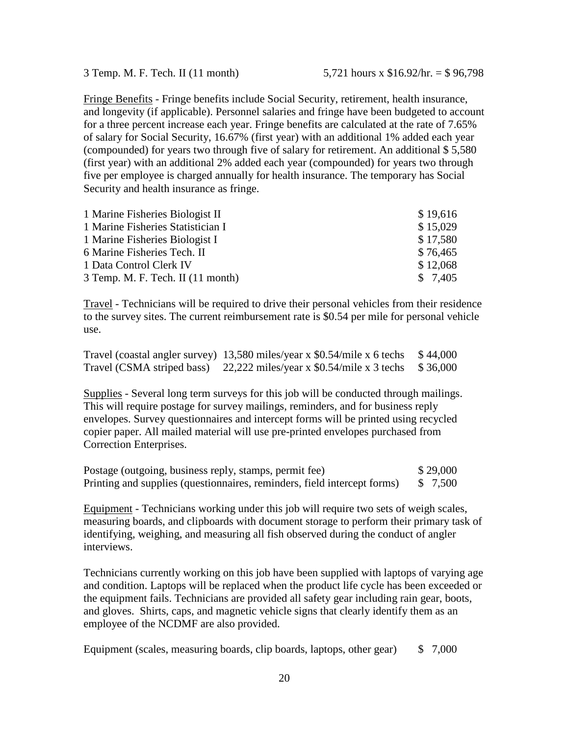| | |
|---|---|
| 3 Temp. M. F. Tech. II (11 month) | 5,721 hours x $16.92/hr. = $ 96,798 |

Fringe Benefits - Fringe benefits include Social Security, retirement, health insurance, and longevity (if applicable). Personnel salaries and fringe have been budgeted to account for a three percent increase each year. Fringe benefits are calculated at the rate of 7.65% of salary for Social Security, 16.67% (first year) with an additional 1% added each year (compounded) for years two through five of salary for retirement. An additional $ 5,580 (first year) with an additional 2% added each year (compounded) for years two through five per employee is charged annually for health insurance. The temporary has Social Security and health insurance as fringe.

| | |
|---|---|
| 1 Marine Fisheries Biologist II | $ 19,616 |
| 1 Marine Fisheries Statistician I | $ 15,029 |
| 1 Marine Fisheries Biologist I | $ 17,580 |
| 6 Marine Fisheries Tech. II | $ 76,465 |
| 1 Data Control Clerk IV | $ 12,068 |
| 3 Temp. M. F. Tech. II (11 month) | $ 7,405 |

Travel - Technicians will be required to drive their personal vehicles from their residence to the survey sites. The current reimbursement rate is $0.54 per mile for personal vehicle use.

| | | |
|---|---|---|
| Travel (coastal angler survey) | 13,580 miles/year x $0.54/mile x 6 techs | $ 44,000 |
| Travel (CSMA striped bass) | 22,222 miles/year x $0.54/mile x 3 techs | $ 36,000 |

Supplies - Several long term surveys for this job will be conducted through mailings. This will require postage for survey mailings, reminders, and for business reply envelopes. Survey questionnaires and intercept forms will be printed using recycled copier paper. All mailed material will use pre-printed envelopes purchased from Correction Enterprises.

| | |
|---|---|
| Postage (outgoing, business reply, stamps, permit fee) | $ 29,000 |
| Printing and supplies (questionnaires, reminders, field intercept forms) | $ 7,500 |

Equipment - Technicians working under this job will require two sets of weigh scales, measuring boards, and clipboards with document storage to perform their primary task of identifying, weighing, and measuring all fish observed during the conduct of angler interviews.

Technicians currently working on this job have been supplied with laptops of varying age and condition. Laptops will be replaced when the product life cycle has been exceeded or the equipment fails. Technicians are provided all safety gear including rain gear, boots, and gloves. Shirts, caps, and magnetic vehicle signs that clearly identify them as an employee of the NCDMF are also provided.

| | |
|---|---|
| Equipment (scales, measuring boards, clip boards, laptops, other gear) | $ 7,000 |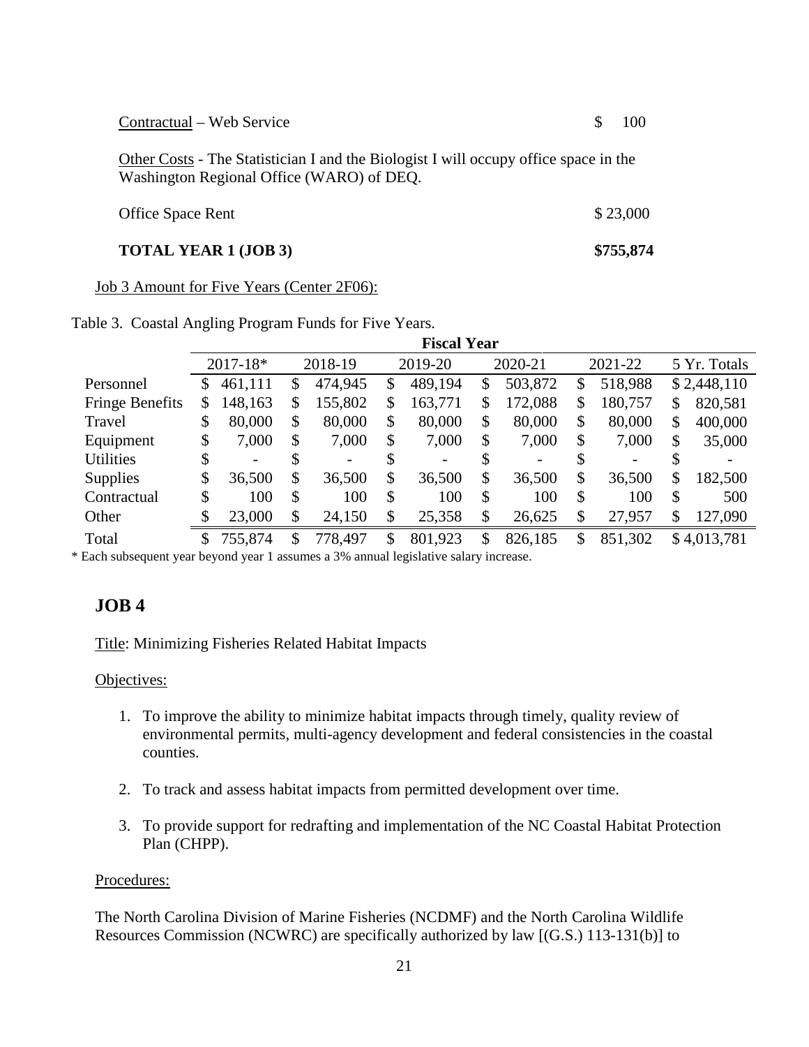Contractual – Web Service $ 100

Other Costs - The Statistician I and the Biologist I will occupy office space in the Washington Regional Office (WARO) of DEQ.

Office Space Rent $ 23,000

**TOTAL YEAR 1 (JOB 3) $755,874**

Job 3 Amount for Five Years (Center 2F06):

Table 3. Coastal Angling Program Funds for Five Years.

| | Fiscal Year | | | | | |
|---|---|---|---|---|---|---|
| | 2017-18* | 2018-19 | 2019-20 | 2020-21 | 2021-22 | 5 Yr. Totals |
| Personnel | $ 461,111 | $ 474,945 | $ 489,194 | $ 503,872 | $ 518,988 | $ 2,448,110 |
| Fringe Benefits | $ 148,163 | $ 155,802 | $ 163,771 | $ 172,088 | $ 180,757 | $ 820,581 |
| Travel | $ 80,000 | $ 80,000 | $ 80,000 | $ 80,000 | $ 80,000 | $ 400,000 |
| Equipment | $ 7,000 | $ 7,000 | $ 7,000 | $ 7,000 | $ 7,000 | $ 35,000 |
| Utilities | $ - | $ - | $ - | $ - | $ - | $ - |
| Supplies | $ 36,500 | $ 36,500 | $ 36,500 | $ 36,500 | $ 36,500 | $ 182,500 |
| Contractual | $ 100 | $ 100 | $ 100 | $ 100 | $ 100 | $ 500 |
| Other | $ 23,000 | $ 24,150 | $ 25,358 | $ 26,625 | $ 27,957 | $ 127,090 |
| Total | $ 755,874 | $ 778,497 | $ 801,923 | $ 826,185 | $ 851,302 | $ 4,013,781 |

\* Each subsequent year beyond year 1 assumes a 3% annual legislative salary increase.

## JOB 4

Title: Minimizing Fisheries Related Habitat Impacts

Objectives:

1. To improve the ability to minimize habitat impacts through timely, quality review of environmental permits, multi-agency development and federal consistencies in the coastal counties.

2. To track and assess habitat impacts from permitted development over time.

3. To provide support for redrafting and implementation of the NC Coastal Habitat Protection Plan (CHPP).

Procedures:

The North Carolina Division of Marine Fisheries (NCDMF) and the North Carolina Wildlife Resources Commission (NCWRC) are specifically authorized by law [(G.S.) 113-131(b)] to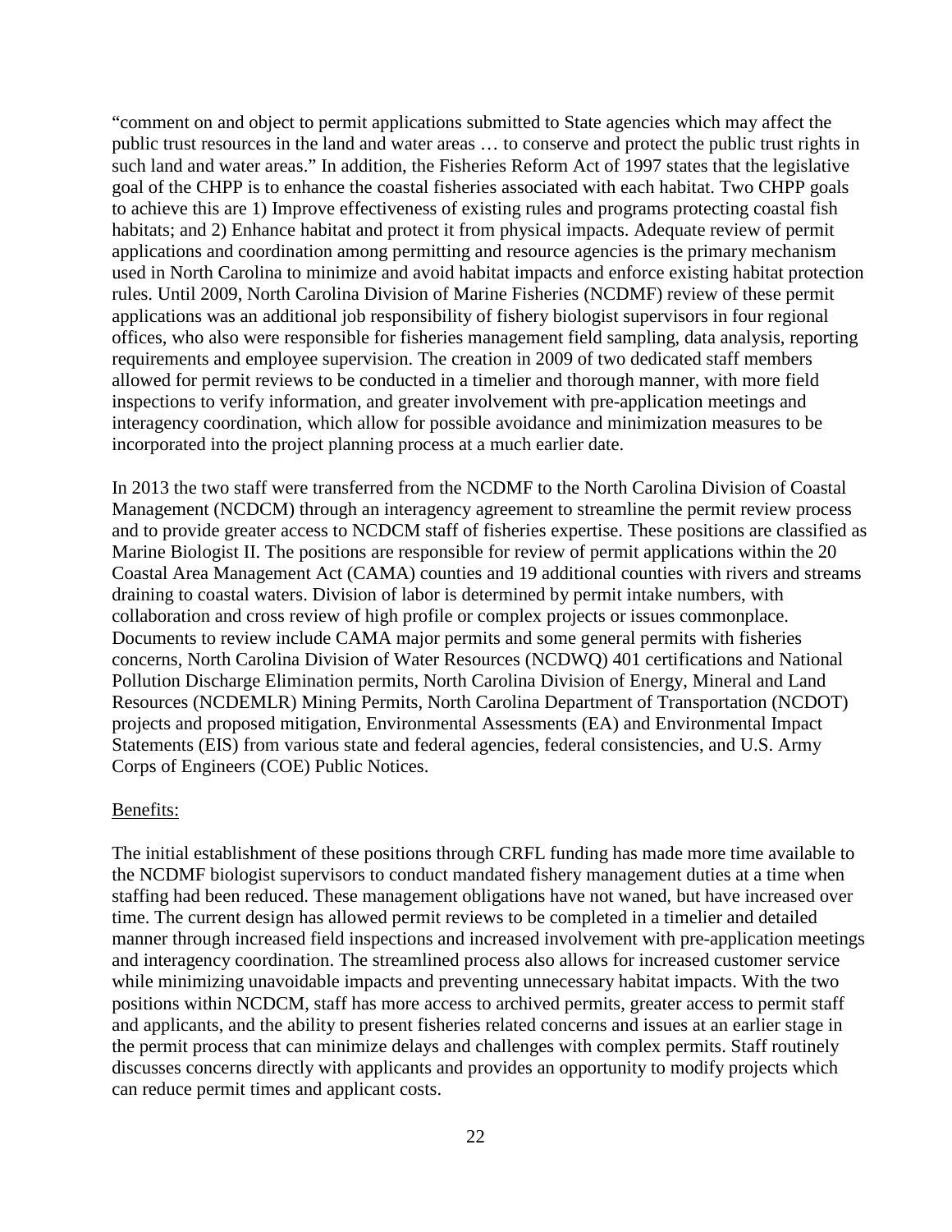"comment on and object to permit applications submitted to State agencies which may affect the public trust resources in the land and water areas … to conserve and protect the public trust rights in such land and water areas." In addition, the Fisheries Reform Act of 1997 states that the legislative goal of the CHPP is to enhance the coastal fisheries associated with each habitat. Two CHPP goals to achieve this are 1) Improve effectiveness of existing rules and programs protecting coastal fish habitats; and 2) Enhance habitat and protect it from physical impacts. Adequate review of permit applications and coordination among permitting and resource agencies is the primary mechanism used in North Carolina to minimize and avoid habitat impacts and enforce existing habitat protection rules. Until 2009, North Carolina Division of Marine Fisheries (NCDMF) review of these permit applications was an additional job responsibility of fishery biologist supervisors in four regional offices, who also were responsible for fisheries management field sampling, data analysis, reporting requirements and employee supervision. The creation in 2009 of two dedicated staff members allowed for permit reviews to be conducted in a timelier and thorough manner, with more field inspections to verify information, and greater involvement with pre-application meetings and interagency coordination, which allow for possible avoidance and minimization measures to be incorporated into the project planning process at a much earlier date.

In 2013 the two staff were transferred from the NCDMF to the North Carolina Division of Coastal Management (NCDCM) through an interagency agreement to streamline the permit review process and to provide greater access to NCDCM staff of fisheries expertise. These positions are classified as Marine Biologist II. The positions are responsible for review of permit applications within the 20 Coastal Area Management Act (CAMA) counties and 19 additional counties with rivers and streams draining to coastal waters. Division of labor is determined by permit intake numbers, with collaboration and cross review of high profile or complex projects or issues commonplace. Documents to review include CAMA major permits and some general permits with fisheries concerns, North Carolina Division of Water Resources (NCDWQ) 401 certifications and National Pollution Discharge Elimination permits, North Carolina Division of Energy, Mineral and Land Resources (NCDEMLR) Mining Permits, North Carolina Department of Transportation (NCDOT) projects and proposed mitigation, Environmental Assessments (EA) and Environmental Impact Statements (EIS) from various state and federal agencies, federal consistencies, and U.S. Army Corps of Engineers (COE) Public Notices.

Benefits:

The initial establishment of these positions through CRFL funding has made more time available to the NCDMF biologist supervisors to conduct mandated fishery management duties at a time when staffing had been reduced. These management obligations have not waned, but have increased over time. The current design has allowed permit reviews to be completed in a timelier and detailed manner through increased field inspections and increased involvement with pre-application meetings and interagency coordination. The streamlined process also allows for increased customer service while minimizing unavoidable impacts and preventing unnecessary habitat impacts. With the two positions within NCDCM, staff has more access to archived permits, greater access to permit staff and applicants, and the ability to present fisheries related concerns and issues at an earlier stage in the permit process that can minimize delays and challenges with complex permits. Staff routinely discusses concerns directly with applicants and provides an opportunity to modify projects which can reduce permit times and applicant costs.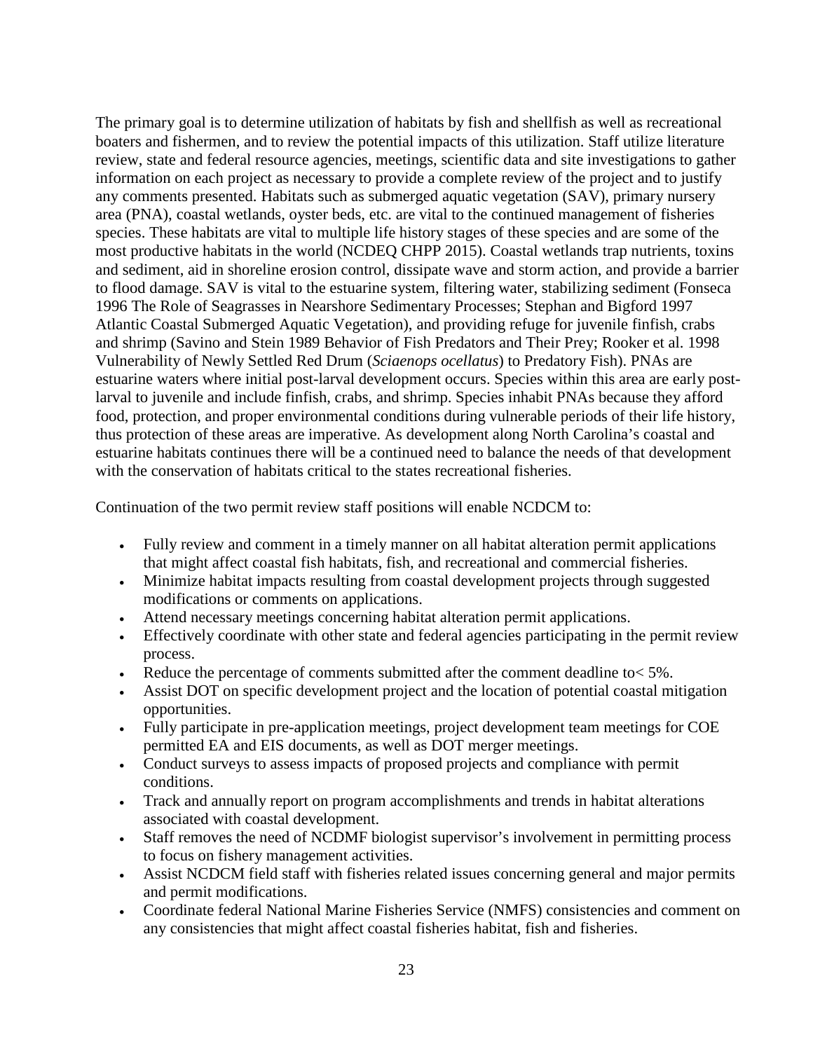The primary goal is to determine utilization of habitats by fish and shellfish as well as recreational boaters and fishermen, and to review the potential impacts of this utilization. Staff utilize literature review, state and federal resource agencies, meetings, scientific data and site investigations to gather information on each project as necessary to provide a complete review of the project and to justify any comments presented. Habitats such as submerged aquatic vegetation (SAV), primary nursery area (PNA), coastal wetlands, oyster beds, etc. are vital to the continued management of fisheries species. These habitats are vital to multiple life history stages of these species and are some of the most productive habitats in the world (NCDEQ CHPP 2015). Coastal wetlands trap nutrients, toxins and sediment, aid in shoreline erosion control, dissipate wave and storm action, and provide a barrier to flood damage. SAV is vital to the estuarine system, filtering water, stabilizing sediment (Fonseca 1996 The Role of Seagrasses in Nearshore Sedimentary Processes; Stephan and Bigford 1997 Atlantic Coastal Submerged Aquatic Vegetation), and providing refuge for juvenile finfish, crabs and shrimp (Savino and Stein 1989 Behavior of Fish Predators and Their Prey; Rooker et al. 1998 Vulnerability of Newly Settled Red Drum (*Sciaenops ocellatus*) to Predatory Fish). PNAs are estuarine waters where initial post-larval development occurs. Species within this area are early post-larval to juvenile and include finfish, crabs, and shrimp. Species inhabit PNAs because they afford food, protection, and proper environmental conditions during vulnerable periods of their life history, thus protection of these areas are imperative. As development along North Carolina's coastal and estuarine habitats continues there will be a continued need to balance the needs of that development with the conservation of habitats critical to the states recreational fisheries.

Continuation of the two permit review staff positions will enable NCDCM to:

- Fully review and comment in a timely manner on all habitat alteration permit applications that might affect coastal fish habitats, fish, and recreational and commercial fisheries.
- Minimize habitat impacts resulting from coastal development projects through suggested modifications or comments on applications.
- Attend necessary meetings concerning habitat alteration permit applications.
- Effectively coordinate with other state and federal agencies participating in the permit review process.
- Reduce the percentage of comments submitted after the comment deadline to< 5%.
- Assist DOT on specific development project and the location of potential coastal mitigation opportunities.
- Fully participate in pre-application meetings, project development team meetings for COE permitted EA and EIS documents, as well as DOT merger meetings.
- Conduct surveys to assess impacts of proposed projects and compliance with permit conditions.
- Track and annually report on program accomplishments and trends in habitat alterations associated with coastal development.
- Staff removes the need of NCDMF biologist supervisor's involvement in permitting process to focus on fishery management activities.
- Assist NCDCM field staff with fisheries related issues concerning general and major permits and permit modifications.
- Coordinate federal National Marine Fisheries Service (NMFS) consistencies and comment on any consistencies that might affect coastal fisheries habitat, fish and fisheries.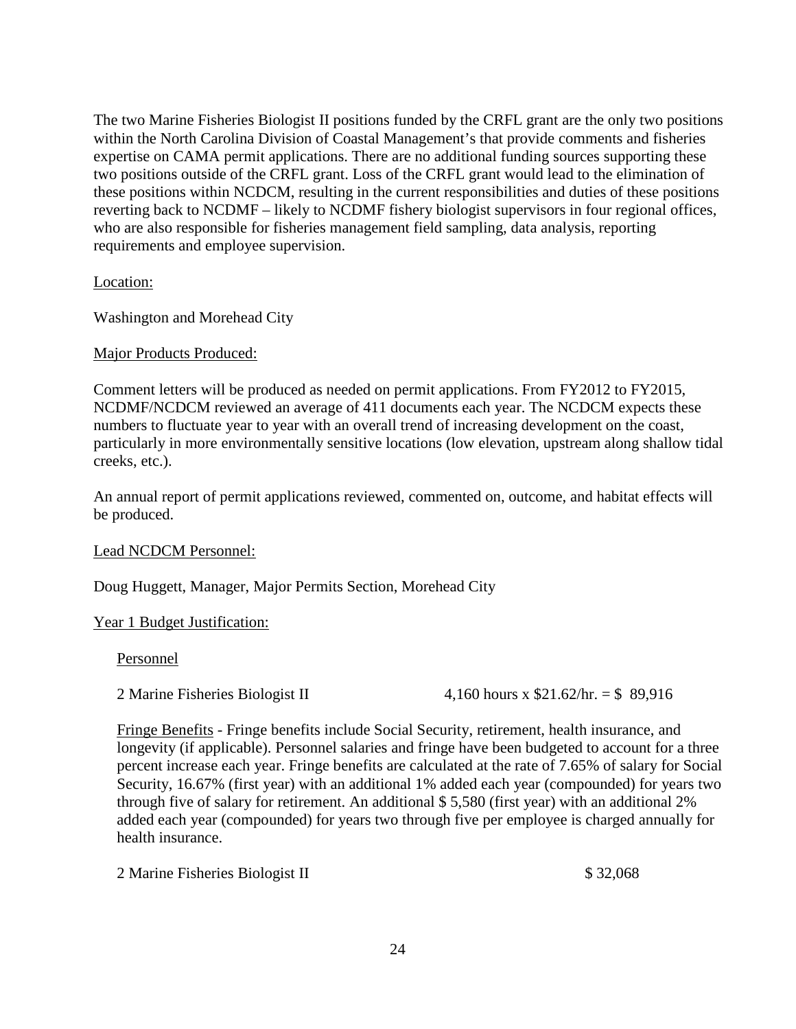The two Marine Fisheries Biologist II positions funded by the CRFL grant are the only two positions within the North Carolina Division of Coastal Management's that provide comments and fisheries expertise on CAMA permit applications. There are no additional funding sources supporting these two positions outside of the CRFL grant. Loss of the CRFL grant would lead to the elimination of these positions within NCDCM, resulting in the current responsibilities and duties of these positions reverting back to NCDMF – likely to NCDMF fishery biologist supervisors in four regional offices, who are also responsible for fisheries management field sampling, data analysis, reporting requirements and employee supervision.

Location:

Washington and Morehead City

Major Products Produced:

Comment letters will be produced as needed on permit applications. From FY2012 to FY2015, NCDMF/NCDCM reviewed an average of 411 documents each year. The NCDCM expects these numbers to fluctuate year to year with an overall trend of increasing development on the coast, particularly in more environmentally sensitive locations (low elevation, upstream along shallow tidal creeks, etc.).

An annual report of permit applications reviewed, commented on, outcome, and habitat effects will be produced.

Lead NCDCM Personnel:

Doug Huggett, Manager, Major Permits Section, Morehead City

Year 1 Budget Justification:

Personnel

2 Marine Fisheries Biologist II 4,160 hours x $21.62/hr. = $ 89,916

Fringe Benefits - Fringe benefits include Social Security, retirement, health insurance, and longevity (if applicable). Personnel salaries and fringe have been budgeted to account for a three percent increase each year. Fringe benefits are calculated at the rate of 7.65% of salary for Social Security, 16.67% (first year) with an additional 1% added each year (compounded) for years two through five of salary for retirement. An additional $ 5,580 (first year) with an additional 2% added each year (compounded) for years two through five per employee is charged annually for health insurance.

2 Marine Fisheries Biologist II $ 32,068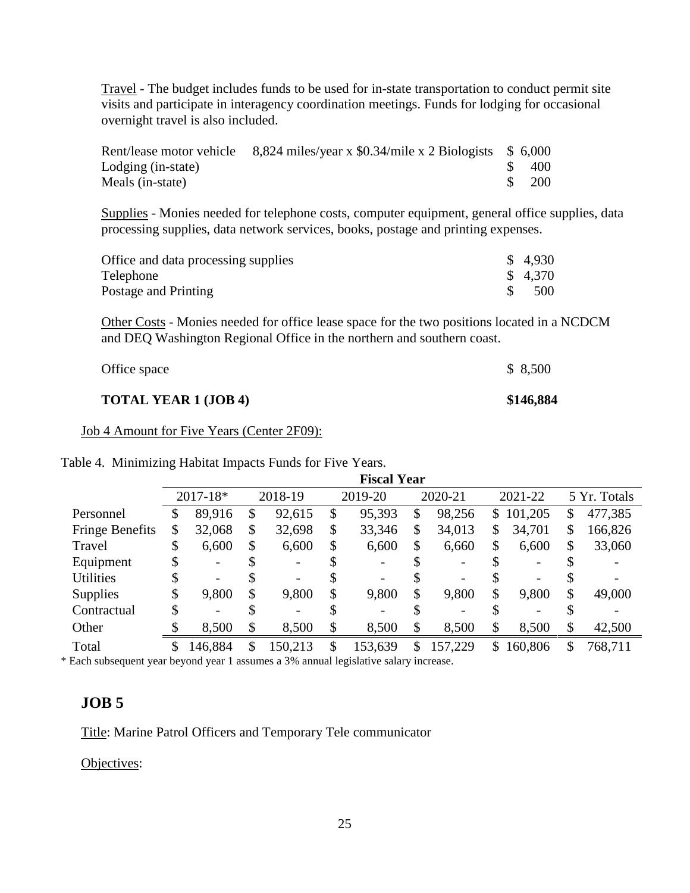Travel - The budget includes funds to be used for in-state transportation to conduct permit site visits and participate in interagency coordination meetings. Funds for lodging for occasional overnight travel is also included.

| | | |
|---|---|---|
| Rent/lease motor vehicle | 8,824 miles/year x $0.34/mile x 2 Biologists | $ 6,000 |
| Lodging (in-state) | | $ 400 |
| Meals (in-state) | | $ 200 |

Supplies - Monies needed for telephone costs, computer equipment, general office supplies, data processing supplies, data network services, books, postage and printing expenses.

| | |
|---|---|
| Office and data processing supplies | $ 4,930 |
| Telephone | $ 4,370 |
| Postage and Printing | $ 500 |

Other Costs - Monies needed for office lease space for the two positions located in a NCDCM and DEQ Washington Regional Office in the northern and southern coast.

| | |
|---|---|
| Office space | $ 8,500 |
| **TOTAL YEAR 1 (JOB 4)** | **$146,884** |

Job 4 Amount for Five Years (Center 2F09):

Table 4. Minimizing Habitat Impacts Funds for Five Years.

| | Fiscal Year | | | | | |
|---|---|---|---|---|---|---|
| | 2017-18* | 2018-19 | 2019-20 | 2020-21 | 2021-22 | 5 Yr. Totals |
| Personnel | $ 89,916 | $ 92,615 | $ 95,393 | $ 98,256 | $ 101,205 | $ 477,385 |
| Fringe Benefits | $ 32,068 | $ 32,698 | $ 33,346 | $ 34,013 | $ 34,701 | $ 166,826 |
| Travel | $ 6,600 | $ 6,600 | $ 6,600 | $ 6,660 | $ 6,600 | $ 33,060 |
| Equipment | $ - | $ - | $ - | $ - | $ - | $ - |
| Utilities | $ - | $ - | $ - | $ - | $ - | $ - |
| Supplies | $ 9,800 | $ 9,800 | $ 9,800 | $ 9,800 | $ 9,800 | $ 49,000 |
| Contractual | $ - | $ - | $ - | $ - | $ - | $ - |
| Other | $ 8,500 | $ 8,500 | $ 8,500 | $ 8,500 | $ 8,500 | $ 42,500 |
| Total | $ 146,884 | $ 150,213 | $ 153,639 | $ 157,229 | $ 160,806 | $ 768,711 |

* Each subsequent year beyond year 1 assumes a 3% annual legislative salary increase.

## JOB 5

Title: Marine Patrol Officers and Temporary Tele communicator

Objectives: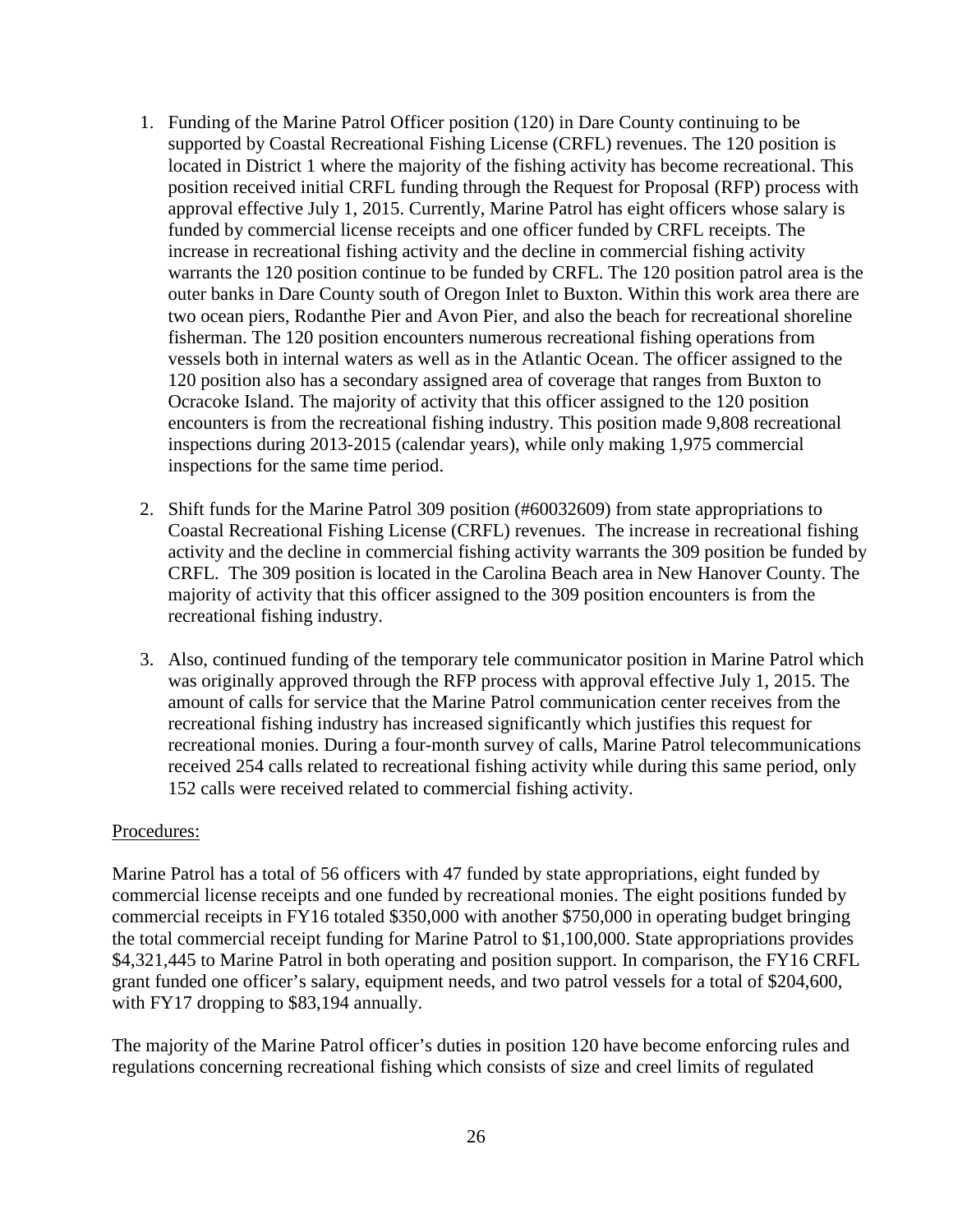1. Funding of the Marine Patrol Officer position (120) in Dare County continuing to be supported by Coastal Recreational Fishing License (CRFL) revenues. The 120 position is located in District 1 where the majority of the fishing activity has become recreational. This position received initial CRFL funding through the Request for Proposal (RFP) process with approval effective July 1, 2015. Currently, Marine Patrol has eight officers whose salary is funded by commercial license receipts and one officer funded by CRFL receipts. The increase in recreational fishing activity and the decline in commercial fishing activity warrants the 120 position continue to be funded by CRFL. The 120 position patrol area is the outer banks in Dare County south of Oregon Inlet to Buxton. Within this work area there are two ocean piers, Rodanthe Pier and Avon Pier, and also the beach for recreational shoreline fisherman. The 120 position encounters numerous recreational fishing operations from vessels both in internal waters as well as in the Atlantic Ocean. The officer assigned to the 120 position also has a secondary assigned area of coverage that ranges from Buxton to Ocracoke Island. The majority of activity that this officer assigned to the 120 position encounters is from the recreational fishing industry. This position made 9,808 recreational inspections during 2013-2015 (calendar years), while only making 1,975 commercial inspections for the same time period.

2. Shift funds for the Marine Patrol 309 position (#60032609) from state appropriations to Coastal Recreational Fishing License (CRFL) revenues. The increase in recreational fishing activity and the decline in commercial fishing activity warrants the 309 position be funded by CRFL. The 309 position is located in the Carolina Beach area in New Hanover County. The majority of activity that this officer assigned to the 309 position encounters is from the recreational fishing industry.

3. Also, continued funding of the temporary tele communicator position in Marine Patrol which was originally approved through the RFP process with approval effective July 1, 2015. The amount of calls for service that the Marine Patrol communication center receives from the recreational fishing industry has increased significantly which justifies this request for recreational monies. During a four-month survey of calls, Marine Patrol telecommunications received 254 calls related to recreational fishing activity while during this same period, only 152 calls were received related to commercial fishing activity.

Procedures:

Marine Patrol has a total of 56 officers with 47 funded by state appropriations, eight funded by commercial license receipts and one funded by recreational monies. The eight positions funded by commercial receipts in FY16 totaled $350,000 with another $750,000 in operating budget bringing the total commercial receipt funding for Marine Patrol to $1,100,000. State appropriations provides $4,321,445 to Marine Patrol in both operating and position support. In comparison, the FY16 CRFL grant funded one officer's salary, equipment needs, and two patrol vessels for a total of $204,600, with FY17 dropping to $83,194 annually.

The majority of the Marine Patrol officer's duties in position 120 have become enforcing rules and regulations concerning recreational fishing which consists of size and creel limits of regulated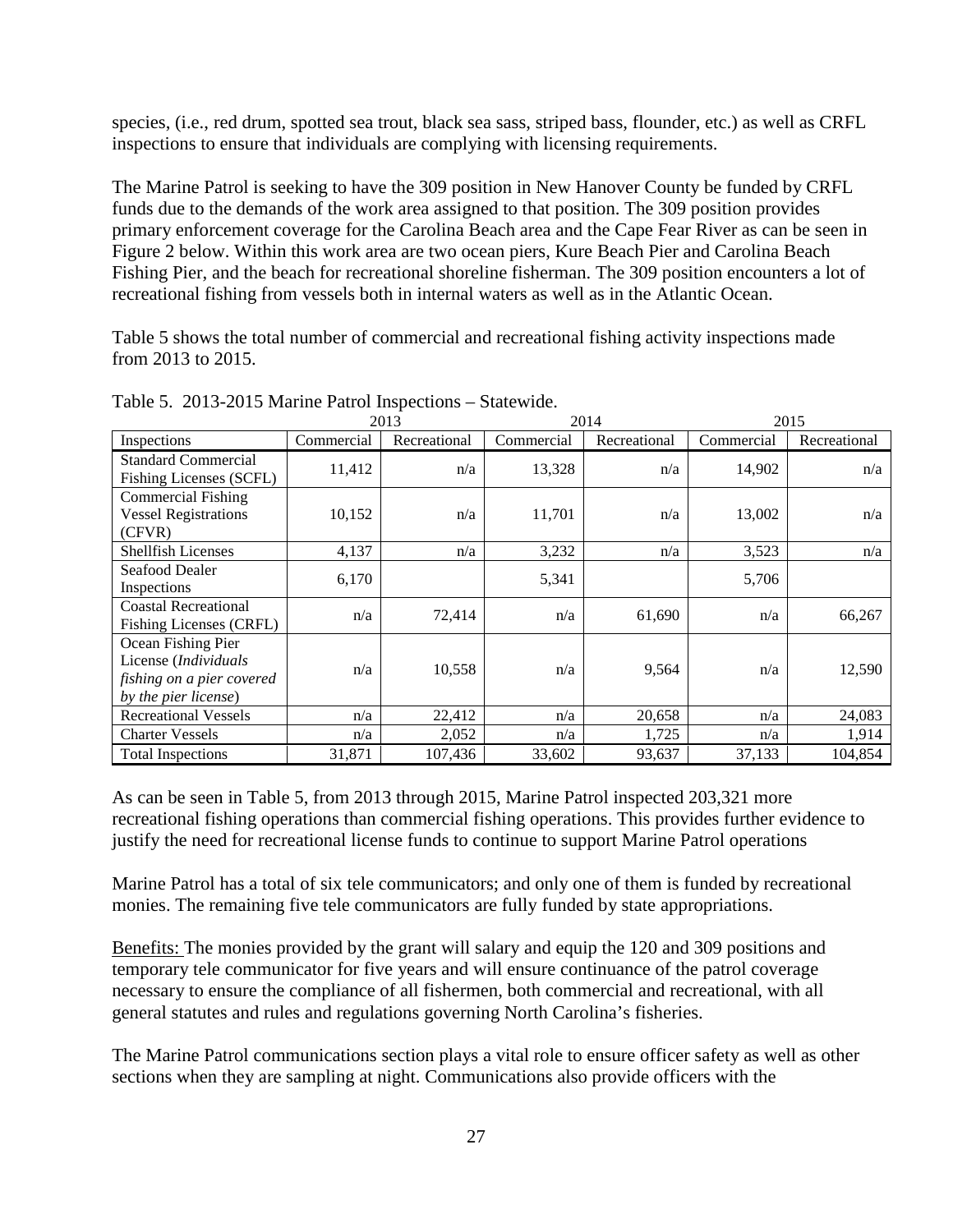species, (i.e., red drum, spotted sea trout, black sea sass, striped bass, flounder, etc.) as well as CRFL inspections to ensure that individuals are complying with licensing requirements.

The Marine Patrol is seeking to have the 309 position in New Hanover County be funded by CRFL funds due to the demands of the work area assigned to that position. The 309 position provides primary enforcement coverage for the Carolina Beach area and the Cape Fear River as can be seen in Figure 2 below. Within this work area are two ocean piers, Kure Beach Pier and Carolina Beach Fishing Pier, and the beach for recreational shoreline fisherman. The 309 position encounters a lot of recreational fishing from vessels both in internal waters as well as in the Atlantic Ocean.

Table 5 shows the total number of commercial and recreational fishing activity inspections made from 2013 to 2015.

Table 5. 2013-2015 Marine Patrol Inspections – Statewide.

| | 2013 | | 2014 | | 2015 | |
|---|---|---|---|---|---|---|
| Inspections | Commercial | Recreational | Commercial | Recreational | Commercial | Recreational |
| Standard Commercial Fishing Licenses (SCFL) | 11,412 | n/a | 13,328 | n/a | 14,902 | n/a |
| Commercial Fishing Vessel Registrations (CFVR) | 10,152 | n/a | 11,701 | n/a | 13,002 | n/a |
| Shellfish Licenses | 4,137 | n/a | 3,232 | n/a | 3,523 | n/a |
| Seafood Dealer Inspections | 6,170 | | 5,341 | | 5,706 | |
| Coastal Recreational Fishing Licenses (CRFL) | n/a | 72,414 | n/a | 61,690 | n/a | 66,267 |
| Ocean Fishing Pier License (*Individuals fishing on a pier covered by the pier license*) | n/a | 10,558 | n/a | 9,564 | n/a | 12,590 |
| Recreational Vessels | n/a | 22,412 | n/a | 20,658 | n/a | 24,083 |
| Charter Vessels | n/a | 2,052 | n/a | 1,725 | n/a | 1,914 |
| Total Inspections | 31,871 | 107,436 | 33,602 | 93,637 | 37,133 | 104,854 |

As can be seen in Table 5, from 2013 through 2015, Marine Patrol inspected 203,321 more recreational fishing operations than commercial fishing operations. This provides further evidence to justify the need for recreational license funds to continue to support Marine Patrol operations

Marine Patrol has a total of six tele communicators; and only one of them is funded by recreational monies. The remaining five tele communicators are fully funded by state appropriations.

Benefits: The monies provided by the grant will salary and equip the 120 and 309 positions and temporary tele communicator for five years and will ensure continuance of the patrol coverage necessary to ensure the compliance of all fishermen, both commercial and recreational, with all general statutes and rules and regulations governing North Carolina's fisheries.

The Marine Patrol communications section plays a vital role to ensure officer safety as well as other sections when they are sampling at night. Communications also provide officers with the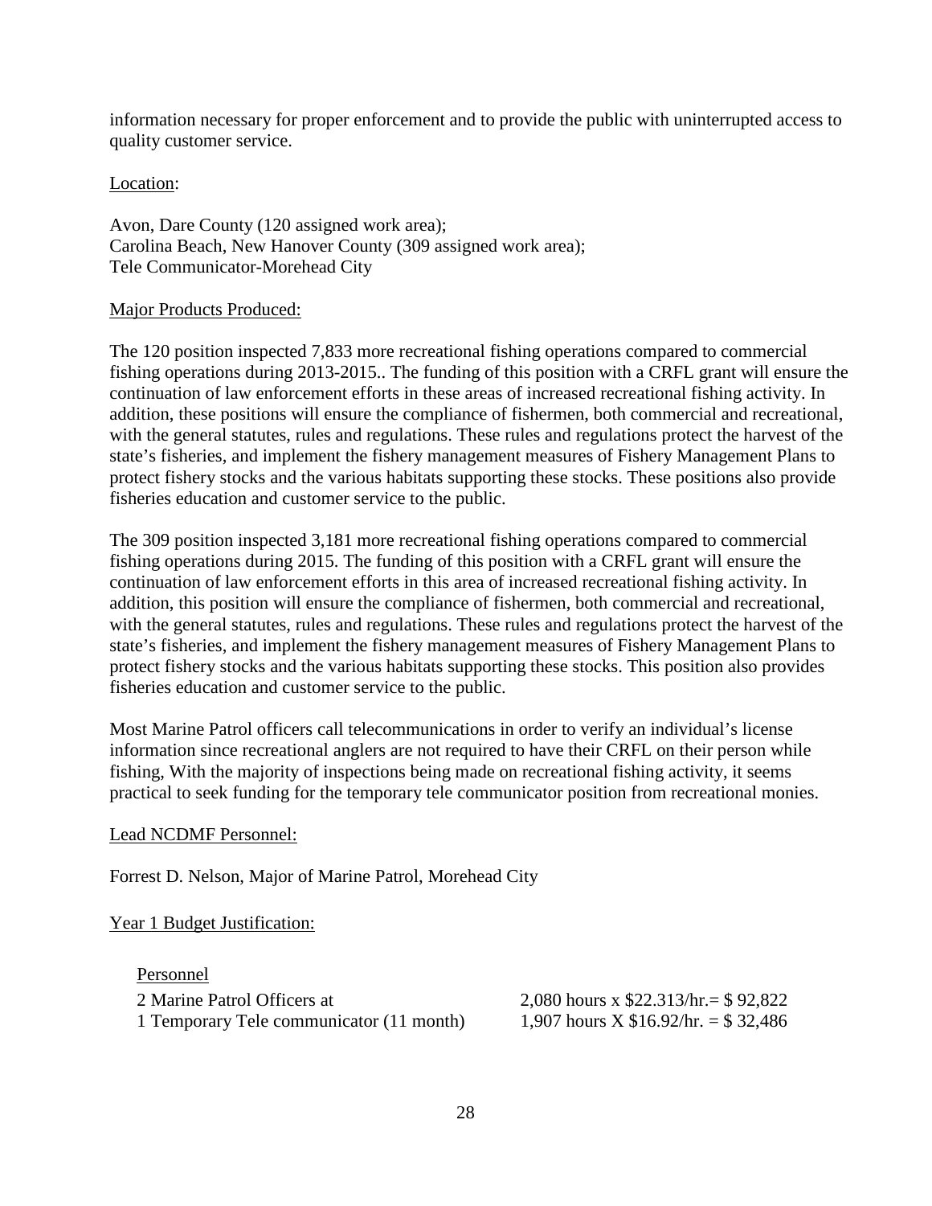information necessary for proper enforcement and to provide the public with uninterrupted access to quality customer service.

Location:

Avon, Dare County (120 assigned work area);
Carolina Beach, New Hanover County (309 assigned work area);
Tele Communicator-Morehead City

Major Products Produced:

The 120 position inspected 7,833 more recreational fishing operations compared to commercial fishing operations during 2013-2015.. The funding of this position with a CRFL grant will ensure the continuation of law enforcement efforts in these areas of increased recreational fishing activity. In addition, these positions will ensure the compliance of fishermen, both commercial and recreational, with the general statutes, rules and regulations. These rules and regulations protect the harvest of the state's fisheries, and implement the fishery management measures of Fishery Management Plans to protect fishery stocks and the various habitats supporting these stocks. These positions also provide fisheries education and customer service to the public.

The 309 position inspected 3,181 more recreational fishing operations compared to commercial fishing operations during 2015. The funding of this position with a CRFL grant will ensure the continuation of law enforcement efforts in this area of increased recreational fishing activity. In addition, this position will ensure the compliance of fishermen, both commercial and recreational, with the general statutes, rules and regulations. These rules and regulations protect the harvest of the state's fisheries, and implement the fishery management measures of Fishery Management Plans to protect fishery stocks and the various habitats supporting these stocks. This position also provides fisheries education and customer service to the public.

Most Marine Patrol officers call telecommunications in order to verify an individual's license information since recreational anglers are not required to have their CRFL on their person while fishing, With the majority of inspections being made on recreational fishing activity, it seems practical to seek funding for the temporary tele communicator position from recreational monies.

Lead NCDMF Personnel:

Forrest D. Nelson, Major of Marine Patrol, Morehead City

Year 1 Budget Justification:

Personnel

| | |
|---|---|
| 2 Marine Patrol Officers at | 2,080 hours x \$22.313/hr.= \$ 92,822 |
| 1 Temporary Tele communicator (11 month) | 1,907 hours X \$16.92/hr. = \$ 32,486 |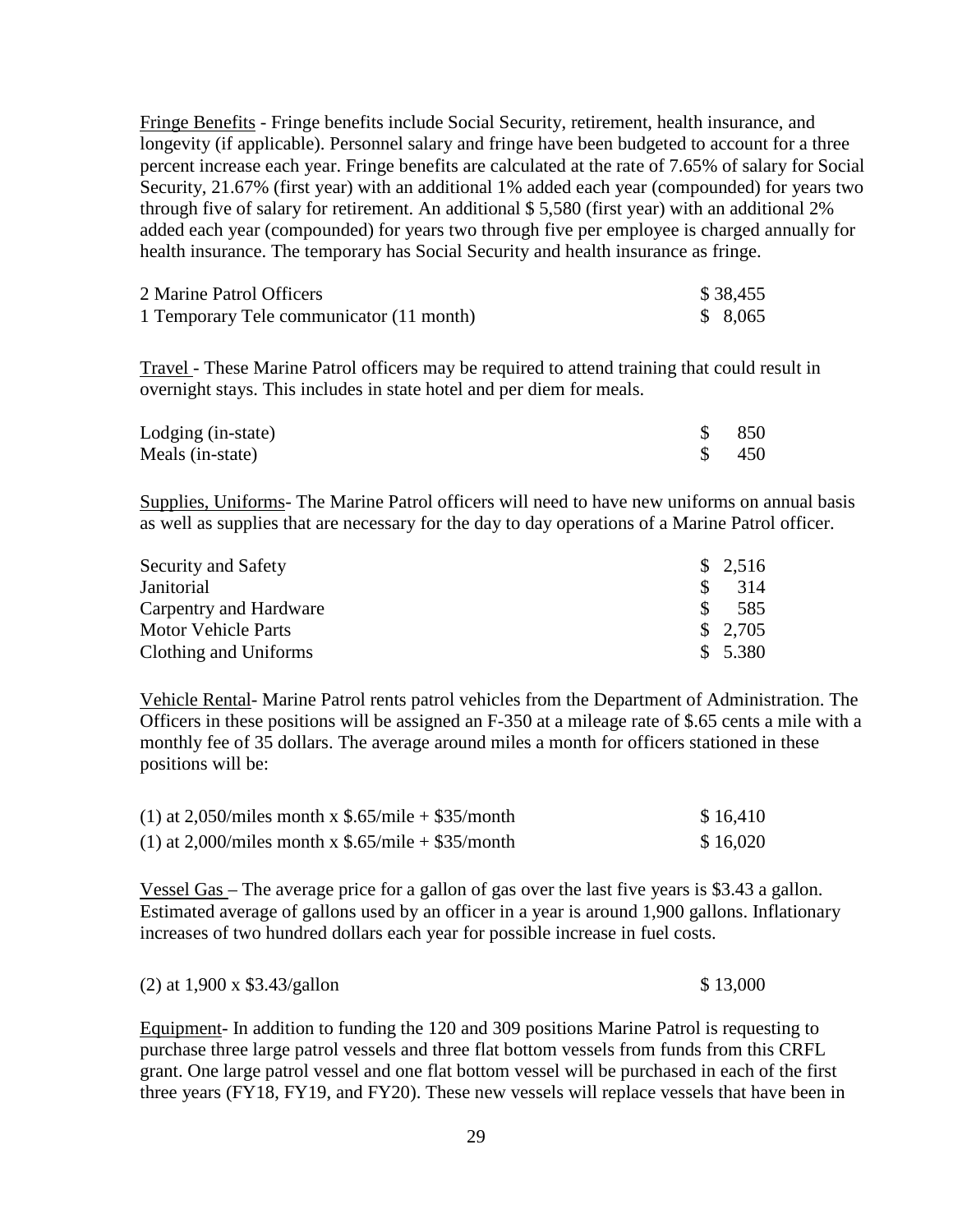Fringe Benefits - Fringe benefits include Social Security, retirement, health insurance, and longevity (if applicable). Personnel salary and fringe have been budgeted to account for a three percent increase each year. Fringe benefits are calculated at the rate of 7.65% of salary for Social Security, 21.67% (first year) with an additional 1% added each year (compounded) for years two through five of salary for retirement. An additional $ 5,580 (first year) with an additional 2% added each year (compounded) for years two through five per employee is charged annually for health insurance. The temporary has Social Security and health insurance as fringe.

| | |
|---|---|
| 2 Marine Patrol Officers | $ 38,455 |
| 1 Temporary Tele communicator (11 month) | $ 8,065 |

Travel - These Marine Patrol officers may be required to attend training that could result in overnight stays. This includes in state hotel and per diem for meals.

| | |
|---|---|
| Lodging (in-state) | $ 850 |
| Meals (in-state) | $ 450 |

Supplies, Uniforms- The Marine Patrol officers will need to have new uniforms on annual basis as well as supplies that are necessary for the day to day operations of a Marine Patrol officer.

| | |
|---|---|
| Security and Safety | $ 2,516 |
| Janitorial | $ 314 |
| Carpentry and Hardware | $ 585 |
| Motor Vehicle Parts | $ 2,705 |
| Clothing and Uniforms | $ 5.380 |

Vehicle Rental- Marine Patrol rents patrol vehicles from the Department of Administration. The Officers in these positions will be assigned an F-350 at a mileage rate of $.65 cents a mile with a monthly fee of 35 dollars. The average around miles a month for officers stationed in these positions will be:

| | |
|---|---|
| (1) at 2,050/miles month x $.65/mile + $35/month | $ 16,410 |
| (1) at 2,000/miles month x $.65/mile + $35/month | $ 16,020 |

Vessel Gas – The average price for a gallon of gas over the last five years is $3.43 a gallon. Estimated average of gallons used by an officer in a year is around 1,900 gallons. Inflationary increases of two hundred dollars each year for possible increase in fuel costs.

| | |
|---|---|
| (2) at 1,900 x $3.43/gallon | $ 13,000 |

Equipment- In addition to funding the 120 and 309 positions Marine Patrol is requesting to purchase three large patrol vessels and three flat bottom vessels from funds from this CRFL grant. One large patrol vessel and one flat bottom vessel will be purchased in each of the first three years (FY18, FY19, and FY20). These new vessels will replace vessels that have been in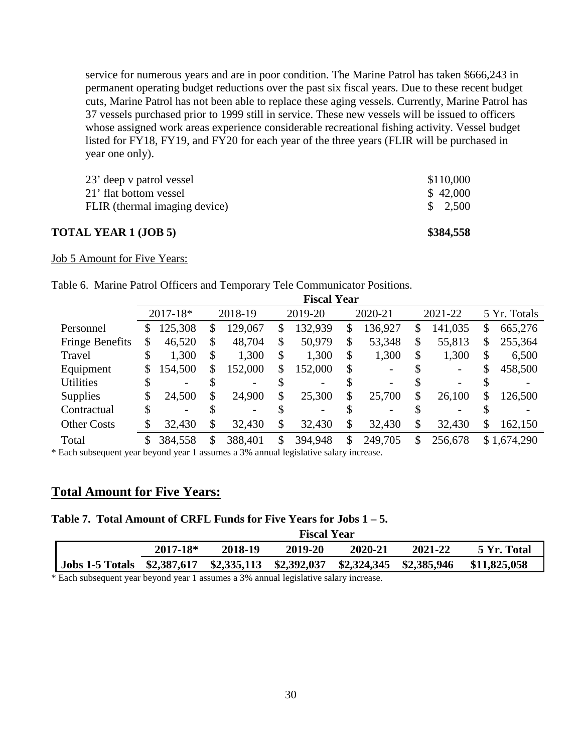service for numerous years and are in poor condition. The Marine Patrol has taken $666,243 in permanent operating budget reductions over the past six fiscal years. Due to these recent budget cuts, Marine Patrol has not been able to replace these aging vessels. Currently, Marine Patrol has 37 vessels purchased prior to 1999 still in service. These new vessels will be issued to officers whose assigned work areas experience considerable recreational fishing activity. Vessel budget listed for FY18, FY19, and FY20 for each year of the three years (FLIR will be purchased in year one only).

| | |
|---|---|
| 23' deep v patrol vessel | $110,000 |
| 21' flat bottom vessel | $ 42,000 |
| FLIR (thermal imaging device) | $ 2,500 |
| **TOTAL YEAR 1 (JOB 5)** | **$384,558** |

Job 5 Amount for Five Years:

Table 6. Marine Patrol Officers and Temporary Tele Communicator Positions.

| | Fiscal Year | | | | | |
|---|---|---|---|---|---|---|
| | 2017-18* | 2018-19 | 2019-20 | 2020-21 | 2021-22 | 5 Yr. Totals |
| Personnel | $ 125,308 | $ 129,067 | $ 132,939 | $ 136,927 | $ 141,035 | $ 665,276 |
| Fringe Benefits | $ 46,520 | $ 48,704 | $ 50,979 | $ 53,348 | $ 55,813 | $ 255,364 |
| Travel | $ 1,300 | $ 1,300 | $ 1,300 | $ 1,300 | $ 1,300 | $ 6,500 |
| Equipment | $ 154,500 | $ 152,000 | $ 152,000 | $ - | $ - | $ 458,500 |
| Utilities | $ - | $ - | $ - | $ - | $ - | $ - |
| Supplies | $ 24,500 | $ 24,900 | $ 25,300 | $ 25,700 | $ 26,100 | $ 126,500 |
| Contractual | $ - | $ - | $ - | $ - | $ - | $ - |
| Other Costs | $ 32,430 | $ 32,430 | $ 32,430 | $ 32,430 | $ 32,430 | $ 162,150 |
| Total | $ 384,558 | $ 388,401 | $ 394,948 | $ 249,705 | $ 256,678 | $ 1,674,290 |

* Each subsequent year beyond year 1 assumes a 3% annual legislative salary increase.

## Total Amount for Five Years:

**Table 7. Total Amount of CRFL Funds for Five Years for Jobs 1 – 5.**

| | Fiscal Year | | | | | |
|---|---|---|---|---|---|---|
| | **2017-18*** | **2018-19** | **2019-20** | **2020-21** | **2021-22** | **5 Yr. Total** |
| **Jobs 1-5 Totals** | **$2,387,617** | **$2,335,113** | **$2,392,037** | **$2,324,345** | **$2,385,946** | **$11,825,058** |

* Each subsequent year beyond year 1 assumes a 3% annual legislative salary increase.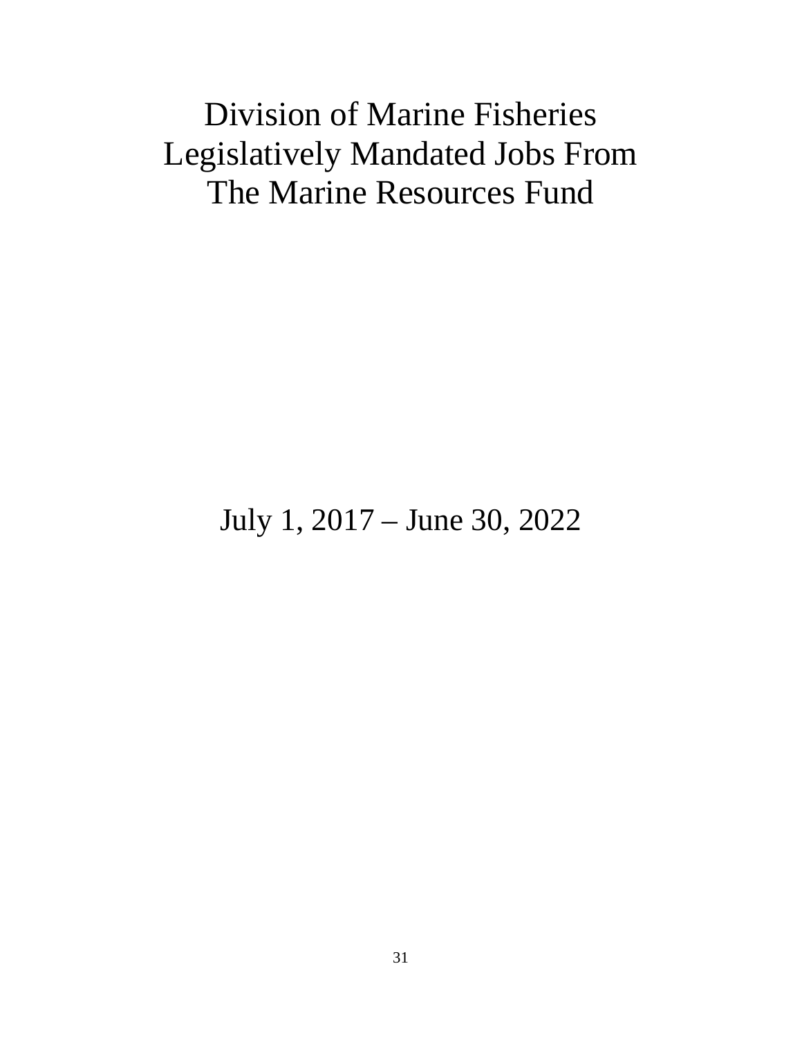# Division of Marine Fisheries Legislatively Mandated Jobs From The Marine Resources Fund

July 1, 2017 – June 30, 2022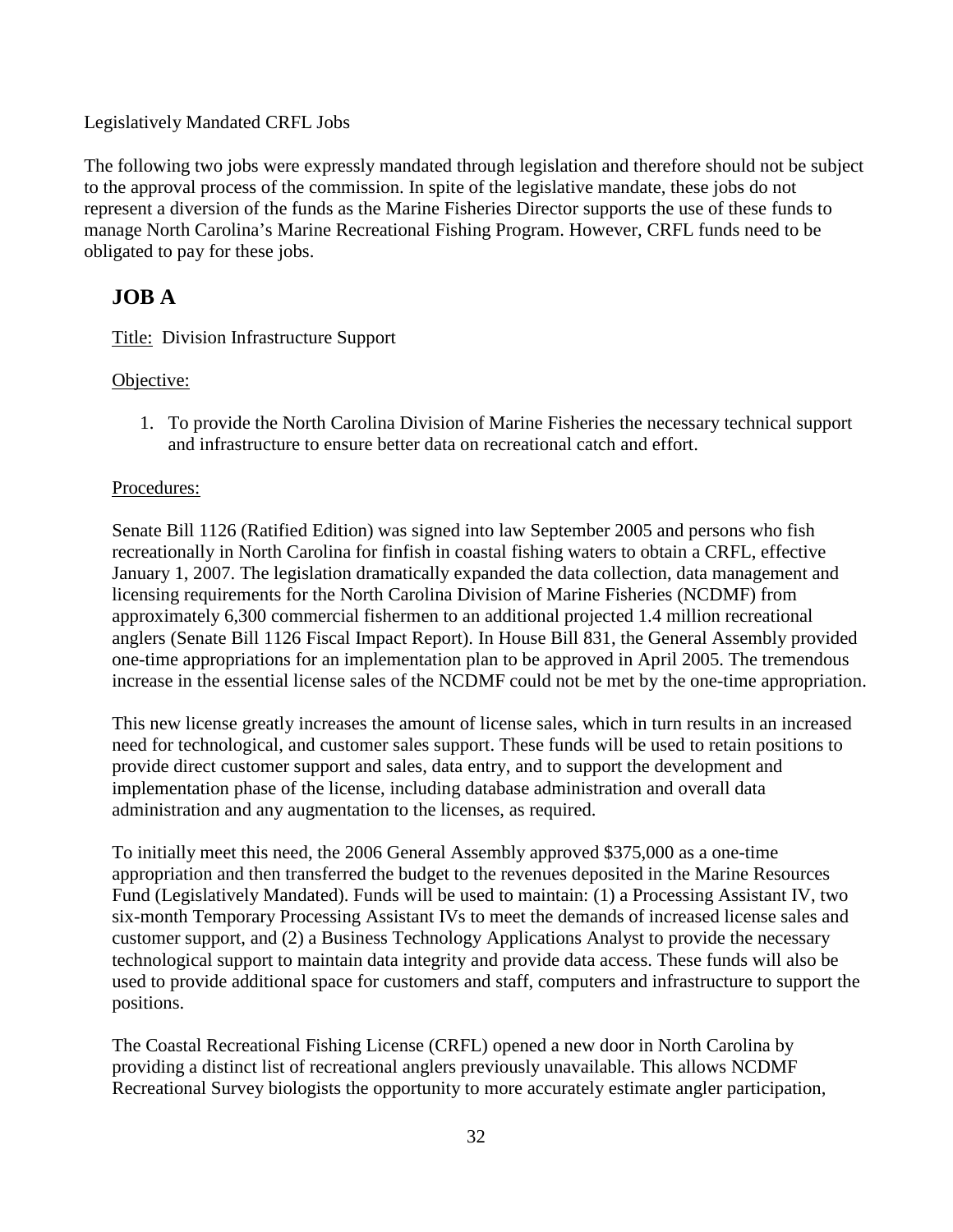Legislatively Mandated CRFL Jobs

The following two jobs were expressly mandated through legislation and therefore should not be subject to the approval process of the commission. In spite of the legislative mandate, these jobs do not represent a diversion of the funds as the Marine Fisheries Director supports the use of these funds to manage North Carolina's Marine Recreational Fishing Program. However, CRFL funds need to be obligated to pay for these jobs.

## JOB A

Title: Division Infrastructure Support

Objective:

1. To provide the North Carolina Division of Marine Fisheries the necessary technical support and infrastructure to ensure better data on recreational catch and effort.

Procedures:

Senate Bill 1126 (Ratified Edition) was signed into law September 2005 and persons who fish recreationally in North Carolina for finfish in coastal fishing waters to obtain a CRFL, effective January 1, 2007. The legislation dramatically expanded the data collection, data management and licensing requirements for the North Carolina Division of Marine Fisheries (NCDMF) from approximately 6,300 commercial fishermen to an additional projected 1.4 million recreational anglers (Senate Bill 1126 Fiscal Impact Report). In House Bill 831, the General Assembly provided one-time appropriations for an implementation plan to be approved in April 2005. The tremendous increase in the essential license sales of the NCDMF could not be met by the one-time appropriation.

This new license greatly increases the amount of license sales, which in turn results in an increased need for technological, and customer sales support. These funds will be used to retain positions to provide direct customer support and sales, data entry, and to support the development and implementation phase of the license, including database administration and overall data administration and any augmentation to the licenses, as required.

To initially meet this need, the 2006 General Assembly approved $375,000 as a one-time appropriation and then transferred the budget to the revenues deposited in the Marine Resources Fund (Legislatively Mandated). Funds will be used to maintain: (1) a Processing Assistant IV, two six-month Temporary Processing Assistant IVs to meet the demands of increased license sales and customer support, and (2) a Business Technology Applications Analyst to provide the necessary technological support to maintain data integrity and provide data access. These funds will also be used to provide additional space for customers and staff, computers and infrastructure to support the positions.

The Coastal Recreational Fishing License (CRFL) opened a new door in North Carolina by providing a distinct list of recreational anglers previously unavailable. This allows NCDMF Recreational Survey biologists the opportunity to more accurately estimate angler participation,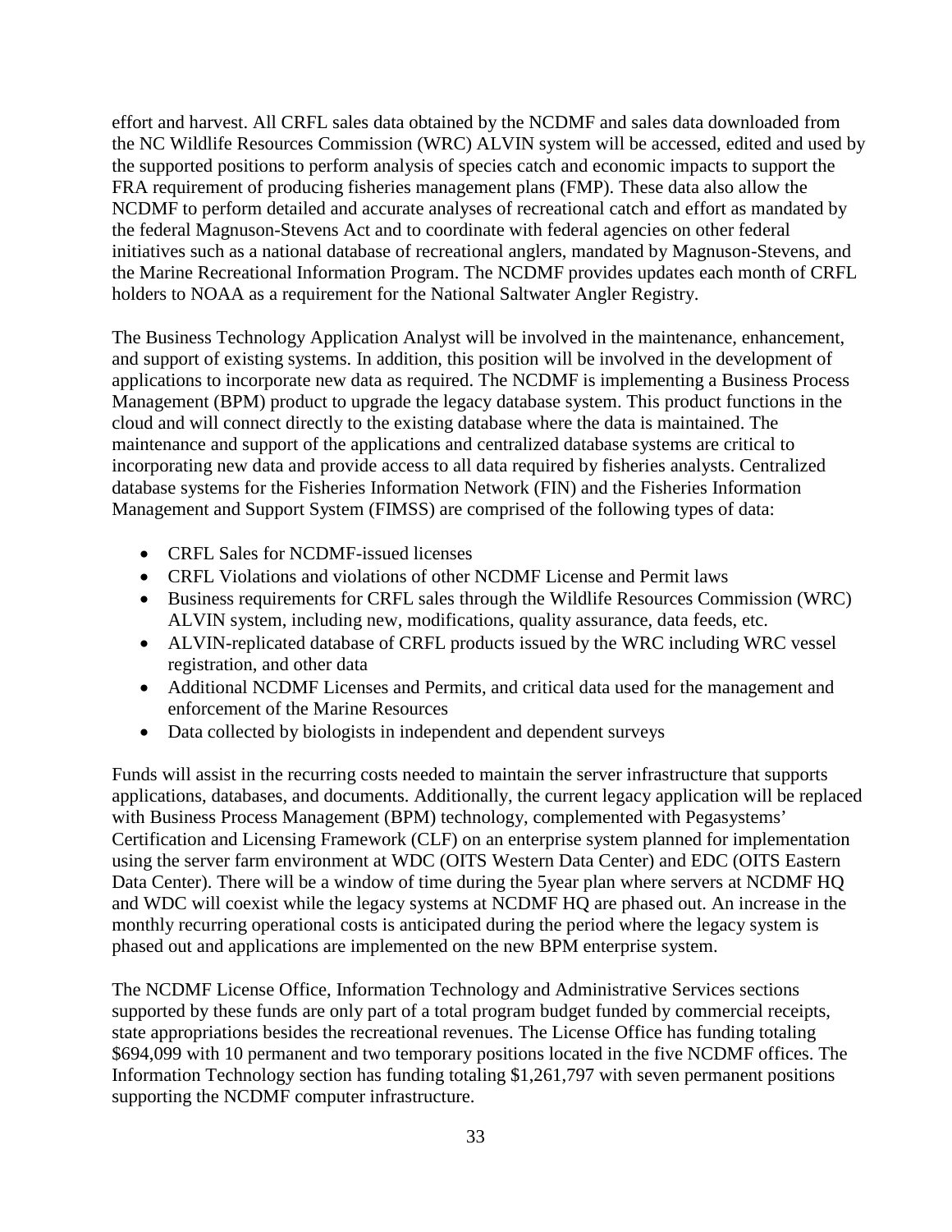effort and harvest. All CRFL sales data obtained by the NCDMF and sales data downloaded from the NC Wildlife Resources Commission (WRC) ALVIN system will be accessed, edited and used by the supported positions to perform analysis of species catch and economic impacts to support the FRA requirement of producing fisheries management plans (FMP). These data also allow the NCDMF to perform detailed and accurate analyses of recreational catch and effort as mandated by the federal Magnuson-Stevens Act and to coordinate with federal agencies on other federal initiatives such as a national database of recreational anglers, mandated by Magnuson-Stevens, and the Marine Recreational Information Program. The NCDMF provides updates each month of CRFL holders to NOAA as a requirement for the National Saltwater Angler Registry.

The Business Technology Application Analyst will be involved in the maintenance, enhancement, and support of existing systems. In addition, this position will be involved in the development of applications to incorporate new data as required. The NCDMF is implementing a Business Process Management (BPM) product to upgrade the legacy database system. This product functions in the cloud and will connect directly to the existing database where the data is maintained. The maintenance and support of the applications and centralized database systems are critical to incorporating new data and provide access to all data required by fisheries analysts. Centralized database systems for the Fisheries Information Network (FIN) and the Fisheries Information Management and Support System (FIMSS) are comprised of the following types of data:

- CRFL Sales for NCDMF-issued licenses
- CRFL Violations and violations of other NCDMF License and Permit laws
- Business requirements for CRFL sales through the Wildlife Resources Commission (WRC) ALVIN system, including new, modifications, quality assurance, data feeds, etc.
- ALVIN-replicated database of CRFL products issued by the WRC including WRC vessel registration, and other data
- Additional NCDMF Licenses and Permits, and critical data used for the management and enforcement of the Marine Resources
- Data collected by biologists in independent and dependent surveys

Funds will assist in the recurring costs needed to maintain the server infrastructure that supports applications, databases, and documents. Additionally, the current legacy application will be replaced with Business Process Management (BPM) technology, complemented with Pegasystems' Certification and Licensing Framework (CLF) on an enterprise system planned for implementation using the server farm environment at WDC (OITS Western Data Center) and EDC (OITS Eastern Data Center). There will be a window of time during the 5year plan where servers at NCDMF HQ and WDC will coexist while the legacy systems at NCDMF HQ are phased out. An increase in the monthly recurring operational costs is anticipated during the period where the legacy system is phased out and applications are implemented on the new BPM enterprise system.

The NCDMF License Office, Information Technology and Administrative Services sections supported by these funds are only part of a total program budget funded by commercial receipts, state appropriations besides the recreational revenues. The License Office has funding totaling $694,099 with 10 permanent and two temporary positions located in the five NCDMF offices. The Information Technology section has funding totaling $1,261,797 with seven permanent positions supporting the NCDMF computer infrastructure.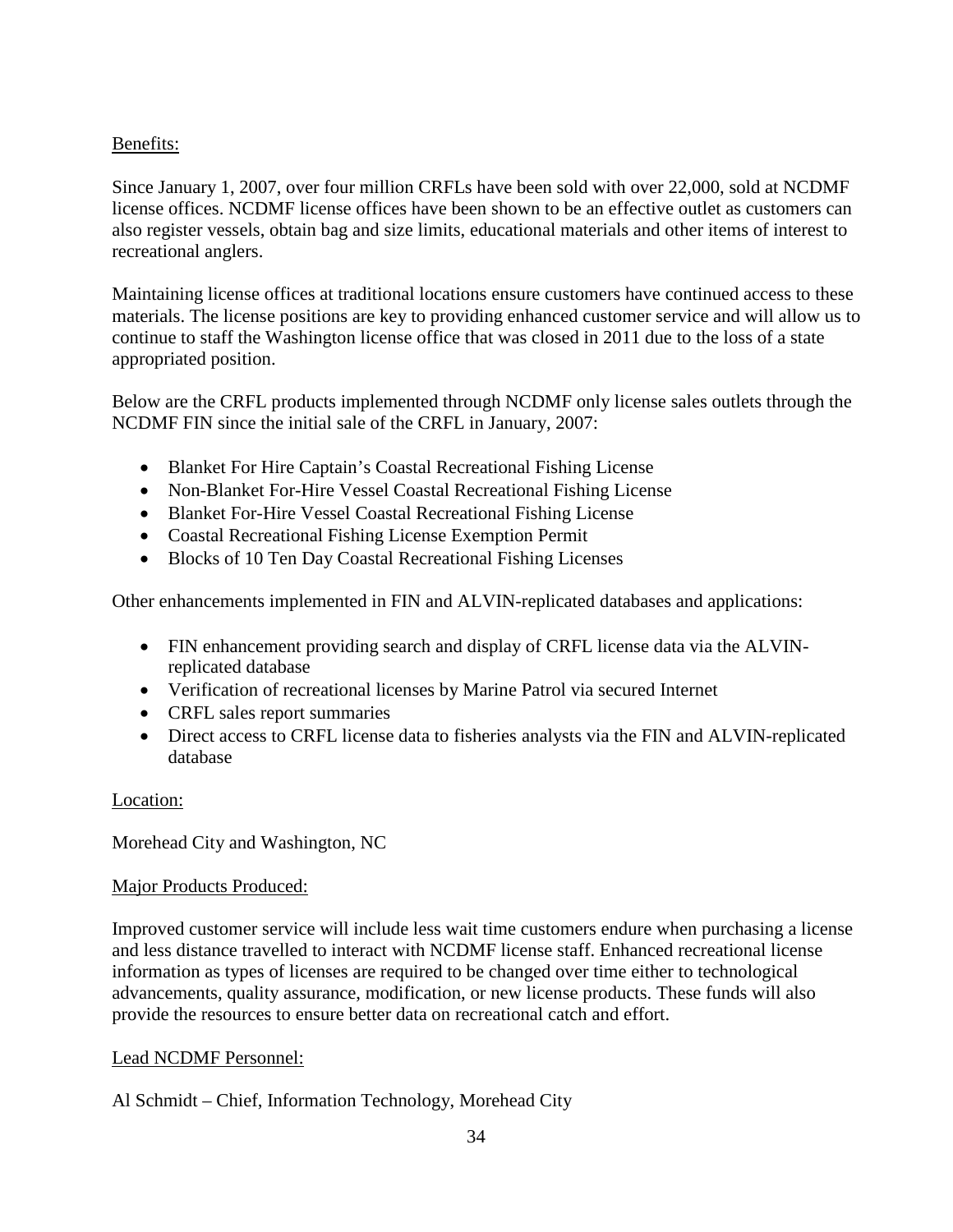Benefits:

Since January 1, 2007, over four million CRFLs have been sold with over 22,000, sold at NCDMF license offices. NCDMF license offices have been shown to be an effective outlet as customers can also register vessels, obtain bag and size limits, educational materials and other items of interest to recreational anglers.

Maintaining license offices at traditional locations ensure customers have continued access to these materials. The license positions are key to providing enhanced customer service and will allow us to continue to staff the Washington license office that was closed in 2011 due to the loss of a state appropriated position.

Below are the CRFL products implemented through NCDMF only license sales outlets through the NCDMF FIN since the initial sale of the CRFL in January, 2007:

- Blanket For Hire Captain's Coastal Recreational Fishing License
- Non-Blanket For-Hire Vessel Coastal Recreational Fishing License
- Blanket For-Hire Vessel Coastal Recreational Fishing License
- Coastal Recreational Fishing License Exemption Permit
- Blocks of 10 Ten Day Coastal Recreational Fishing Licenses

Other enhancements implemented in FIN and ALVIN-replicated databases and applications:

- FIN enhancement providing search and display of CRFL license data via the ALVIN-replicated database
- Verification of recreational licenses by Marine Patrol via secured Internet
- CRFL sales report summaries
- Direct access to CRFL license data to fisheries analysts via the FIN and ALVIN-replicated database

Location:

Morehead City and Washington, NC

Major Products Produced:

Improved customer service will include less wait time customers endure when purchasing a license and less distance travelled to interact with NCDMF license staff. Enhanced recreational license information as types of licenses are required to be changed over time either to technological advancements, quality assurance, modification, or new license products. These funds will also provide the resources to ensure better data on recreational catch and effort.

Lead NCDMF Personnel:

Al Schmidt – Chief, Information Technology, Morehead City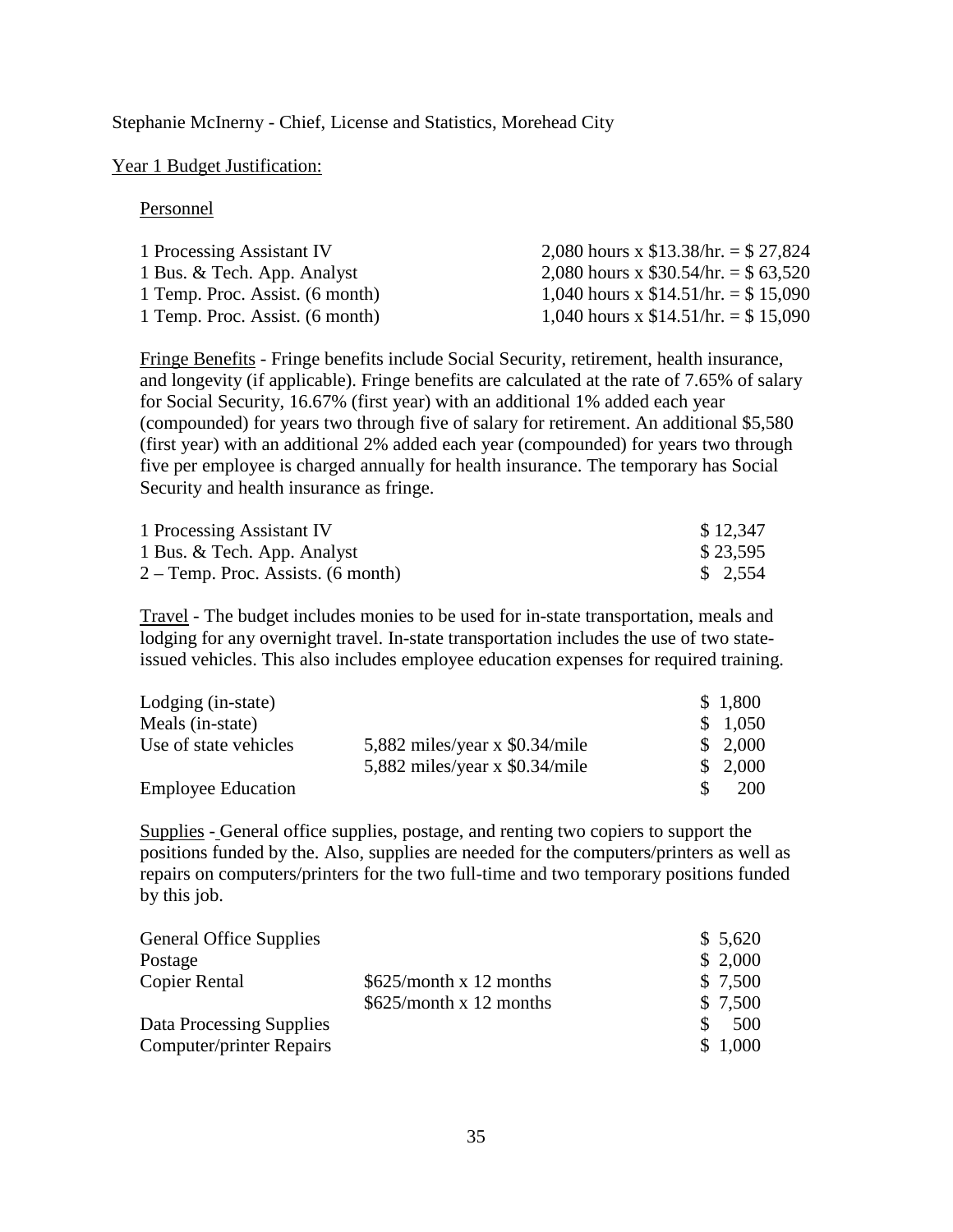Stephanie McInerny - Chief, License and Statistics, Morehead City

Year 1 Budget Justification:

Personnel

| | |
|---|---|
| 1 Processing Assistant IV | 2,080 hours x $13.38/hr. = $ 27,824 |
| 1 Bus. & Tech. App. Analyst | 2,080 hours x $30.54/hr. = $ 63,520 |
| 1 Temp. Proc. Assist. (6 month) | 1,040 hours x $14.51/hr. = $ 15,090 |
| 1 Temp. Proc. Assist. (6 month) | 1,040 hours x $14.51/hr. = $ 15,090 |

Fringe Benefits - Fringe benefits include Social Security, retirement, health insurance, and longevity (if applicable). Fringe benefits are calculated at the rate of 7.65% of salary for Social Security, 16.67% (first year) with an additional 1% added each year (compounded) for years two through five of salary for retirement. An additional $5,580 (first year) with an additional 2% added each year (compounded) for years two through five per employee is charged annually for health insurance. The temporary has Social Security and health insurance as fringe.

| | |
|---|---|
| 1 Processing Assistant IV | $ 12,347 |
| 1 Bus. & Tech. App. Analyst | $ 23,595 |
| 2 – Temp. Proc. Assists. (6 month) | $ 2,554 |

Travel - The budget includes monies to be used for in-state transportation, meals and lodging for any overnight travel. In-state transportation includes the use of two state-issued vehicles. This also includes employee education expenses for required training.

| | | |
|---|---|---|
| Lodging (in-state) | | $ 1,800 |
| Meals (in-state) | | $ 1,050 |
| Use of state vehicles | 5,882 miles/year x $0.34/mile | $ 2,000 |
| | 5,882 miles/year x $0.34/mile | $ 2,000 |
| Employee Education | | $ 200 |

Supplies - General office supplies, postage, and renting two copiers to support the positions funded by the. Also, supplies are needed for the computers/printers as well as repairs on computers/printers for the two full-time and two temporary positions funded by this job.

| | | |
|---|---|---|
| General Office Supplies | | $ 5,620 |
| Postage | | $ 2,000 |
| Copier Rental | $625/month x 12 months | $ 7,500 |
| | $625/month x 12 months | $ 7,500 |
| Data Processing Supplies | | $ 500 |
| Computer/printer Repairs | | $ 1,000 |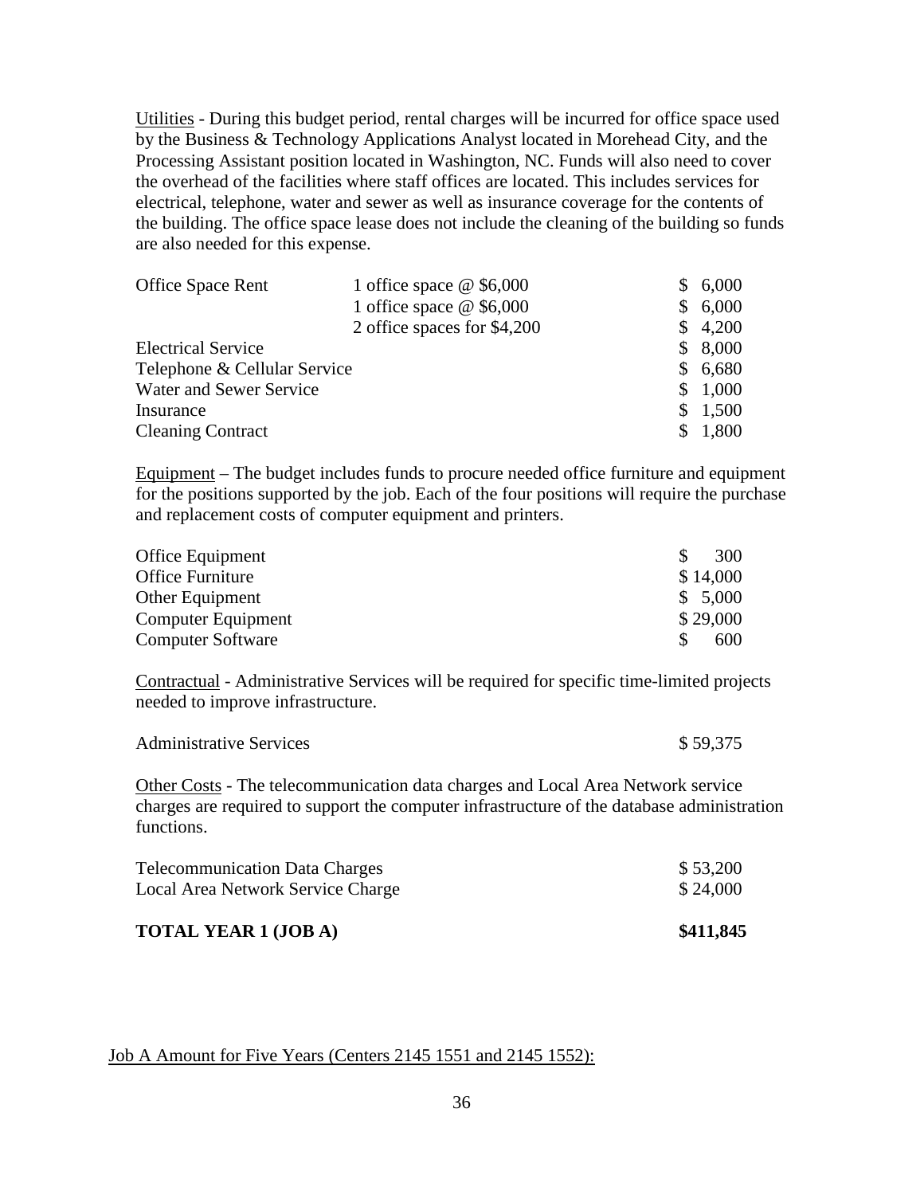Utilities - During this budget period, rental charges will be incurred for office space used by the Business & Technology Applications Analyst located in Morehead City, and the Processing Assistant position located in Washington, NC. Funds will also need to cover the overhead of the facilities where staff offices are located. This includes services for electrical, telephone, water and sewer as well as insurance coverage for the contents of the building. The office space lease does not include the cleaning of the building so funds are also needed for this expense.

| | | |
|---|---|---|
| Office Space Rent | 1 office space @ $6,000 | $ 6,000 |
| | 1 office space @ $6,000 | $ 6,000 |
| | 2 office spaces for $4,200 | $ 4,200 |
| Electrical Service | | $ 8,000 |
| Telephone & Cellular Service | | $ 6,680 |
| Water and Sewer Service | | $ 1,000 |
| Insurance | | $ 1,500 |
| Cleaning Contract | | $ 1,800 |

Equipment – The budget includes funds to procure needed office furniture and equipment for the positions supported by the job. Each of the four positions will require the purchase and replacement costs of computer equipment and printers.

| | |
|---|---|
| Office Equipment | $ 300 |
| Office Furniture | $ 14,000 |
| Other Equipment | $ 5,000 |
| Computer Equipment | $ 29,000 |
| Computer Software | $ 600 |

Contractual - Administrative Services will be required for specific time-limited projects needed to improve infrastructure.

| | |
|---|---|
| Administrative Services | $ 59,375 |

Other Costs - The telecommunication data charges and Local Area Network service charges are required to support the computer infrastructure of the database administration functions.

| | |
|---|---|
| Telecommunication Data Charges | $ 53,200 |
| Local Area Network Service Charge | $ 24,000 |

| | |
|---|---|
| **TOTAL YEAR 1 (JOB A)** | **$411,845** |

Job A Amount for Five Years (Centers 2145 1551 and 2145 1552):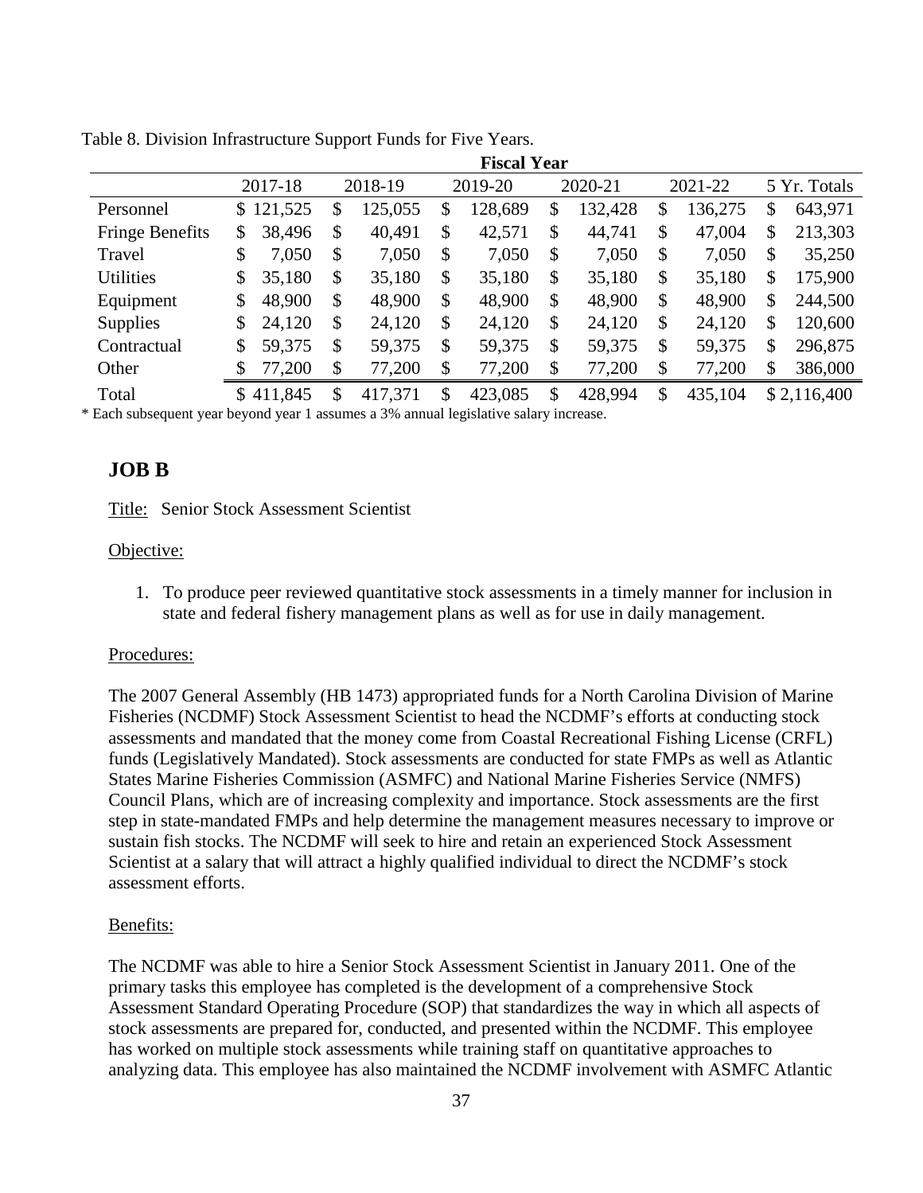Table 8. Division Infrastructure Support Funds for Five Years.

| | Fiscal Year | | | | | |
|---|---|---|---|---|---|---|
| | 2017-18 | 2018-19 | 2019-20 | 2020-21 | 2021-22 | 5 Yr. Totals |
| Personnel | $ 121,525 | $ 125,055 | $ 128,689 | $ 132,428 | $ 136,275 | $ 643,971 |
| Fringe Benefits | $ 38,496 | $ 40,491 | $ 42,571 | $ 44,741 | $ 47,004 | $ 213,303 |
| Travel | $ 7,050 | $ 7,050 | $ 7,050 | $ 7,050 | $ 7,050 | $ 35,250 |
| Utilities | $ 35,180 | $ 35,180 | $ 35,180 | $ 35,180 | $ 35,180 | $ 175,900 |
| Equipment | $ 48,900 | $ 48,900 | $ 48,900 | $ 48,900 | $ 48,900 | $ 244,500 |
| Supplies | $ 24,120 | $ 24,120 | $ 24,120 | $ 24,120 | $ 24,120 | $ 120,600 |
| Contractual | $ 59,375 | $ 59,375 | $ 59,375 | $ 59,375 | $ 59,375 | $ 296,875 |
| Other | $ 77,200 | $ 77,200 | $ 77,200 | $ 77,200 | $ 77,200 | $ 386,000 |
| Total | $ 411,845 | $ 417,371 | $ 423,085 | $ 428,994 | $ 435,104 | $ 2,116,400 |

* Each subsequent year beyond year 1 assumes a 3% annual legislative salary increase.

## JOB B

Title: Senior Stock Assessment Scientist

Objective:

1. To produce peer reviewed quantitative stock assessments in a timely manner for inclusion in state and federal fishery management plans as well as for use in daily management.

Procedures:

The 2007 General Assembly (HB 1473) appropriated funds for a North Carolina Division of Marine Fisheries (NCDMF) Stock Assessment Scientist to head the NCDMF's efforts at conducting stock assessments and mandated that the money come from Coastal Recreational Fishing License (CRFL) funds (Legislatively Mandated). Stock assessments are conducted for state FMPs as well as Atlantic States Marine Fisheries Commission (ASMFC) and National Marine Fisheries Service (NMFS) Council Plans, which are of increasing complexity and importance. Stock assessments are the first step in state-mandated FMPs and help determine the management measures necessary to improve or sustain fish stocks. The NCDMF will seek to hire and retain an experienced Stock Assessment Scientist at a salary that will attract a highly qualified individual to direct the NCDMF's stock assessment efforts.

Benefits:

The NCDMF was able to hire a Senior Stock Assessment Scientist in January 2011. One of the primary tasks this employee has completed is the development of a comprehensive Stock Assessment Standard Operating Procedure (SOP) that standardizes the way in which all aspects of stock assessments are prepared for, conducted, and presented within the NCDMF. This employee has worked on multiple stock assessments while training staff on quantitative approaches to analyzing data. This employee has also maintained the NCDMF involvement with ASMFC Atlantic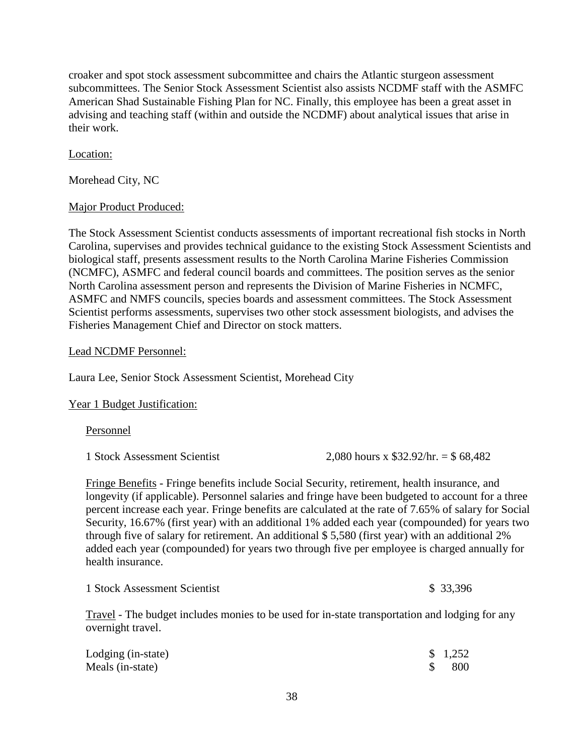croaker and spot stock assessment subcommittee and chairs the Atlantic sturgeon assessment subcommittees. The Senior Stock Assessment Scientist also assists NCDMF staff with the ASMFC American Shad Sustainable Fishing Plan for NC. Finally, this employee has been a great asset in advising and teaching staff (within and outside the NCDMF) about analytical issues that arise in their work.

Location:

Morehead City, NC

Major Product Produced:

The Stock Assessment Scientist conducts assessments of important recreational fish stocks in North Carolina, supervises and provides technical guidance to the existing Stock Assessment Scientists and biological staff, presents assessment results to the North Carolina Marine Fisheries Commission (NCMFC), ASMFC and federal council boards and committees. The position serves as the senior North Carolina assessment person and represents the Division of Marine Fisheries in NCMFC, ASMFC and NMFS councils, species boards and assessment committees. The Stock Assessment Scientist performs assessments, supervises two other stock assessment biologists, and advises the Fisheries Management Chief and Director on stock matters.

Lead NCDMF Personnel:

Laura Lee, Senior Stock Assessment Scientist, Morehead City

Year 1 Budget Justification:

Personnel

1 Stock Assessment Scientist 2,080 hours x $32.92/hr. = $ 68,482

Fringe Benefits - Fringe benefits include Social Security, retirement, health insurance, and longevity (if applicable). Personnel salaries and fringe have been budgeted to account for a three percent increase each year. Fringe benefits are calculated at the rate of 7.65% of salary for Social Security, 16.67% (first year) with an additional 1% added each year (compounded) for years two through five of salary for retirement. An additional $ 5,580 (first year) with an additional 2% added each year (compounded) for years two through five per employee is charged annually for health insurance.

1 Stock Assessment Scientist $ 33,396

Travel - The budget includes monies to be used for in-state transportation and lodging for any overnight travel.

| | |
|---|---|
| Lodging (in-state) | $ 1,252 |
| Meals (in-state) | $ 800 |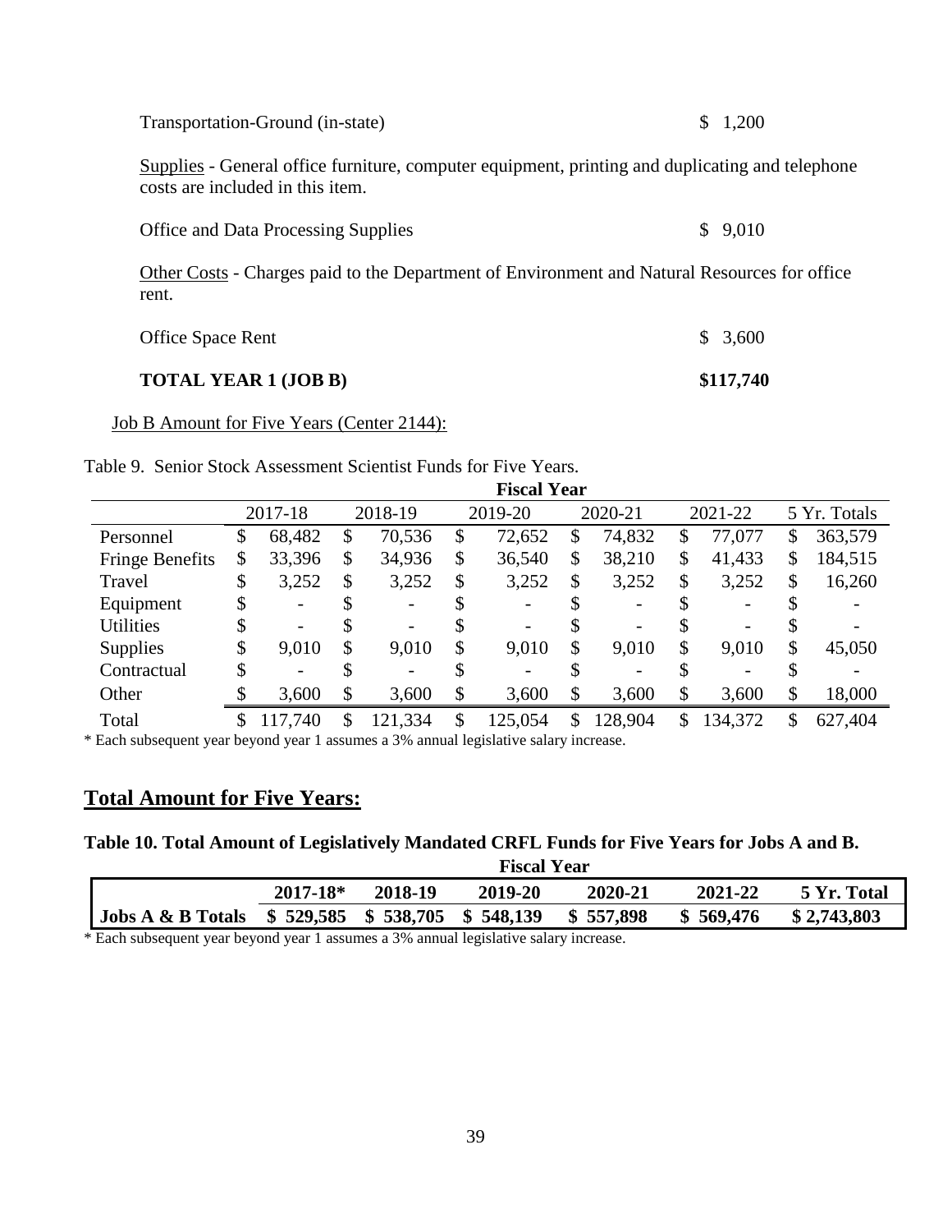Transportation-Ground (in-state) $ 1,200

Supplies - General office furniture, computer equipment, printing and duplicating and telephone costs are included in this item.

Office and Data Processing Supplies $ 9,010

Other Costs - Charges paid to the Department of Environment and Natural Resources for office rent.

Office Space Rent $ 3,600

**TOTAL YEAR 1 (JOB B) $117,740**

Job B Amount for Five Years (Center 2144):

Table 9. Senior Stock Assessment Scientist Funds for Five Years.

| | Fiscal Year | | | | | |
|---|---|---|---|---|---|---|
| | 2017-18 | 2018-19 | 2019-20 | 2020-21 | 2021-22 | 5 Yr. Totals |
| Personnel | $ 68,482 | $ 70,536 | $ 72,652 | $ 74,832 | $ 77,077 | $ 363,579 |
| Fringe Benefits | $ 33,396 | $ 34,936 | $ 36,540 | $ 38,210 | $ 41,433 | $ 184,515 |
| Travel | $ 3,252 | $ 3,252 | $ 3,252 | $ 3,252 | $ 3,252 | $ 16,260 |
| Equipment | $ - | $ - | $ - | $ - | $ - | $ - |
| Utilities | $ - | $ - | $ - | $ - | $ - | $ - |
| Supplies | $ 9,010 | $ 9,010 | $ 9,010 | $ 9,010 | $ 9,010 | $ 45,050 |
| Contractual | $ - | $ - | $ - | $ - | $ - | $ - |
| Other | $ 3,600 | $ 3,600 | $ 3,600 | $ 3,600 | $ 3,600 | $ 18,000 |
| Total | $ 117,740 | $ 121,334 | $ 125,054 | $ 128,904 | $ 134,372 | $ 627,404 |

* Each subsequent year beyond year 1 assumes a 3% annual legislative salary increase.

## **Total Amount for Five Years:**

**Table 10. Total Amount of Legislatively Mandated CRFL Funds for Five Years for Jobs A and B.**

| | Fiscal Year | | | | | |
|---|---|---|---|---|---|---|
| | **2017-18*** | **2018-19** | **2019-20** | **2020-21** | **2021-22** | **5 Yr. Total** |
| **Jobs A & B Totals** | **$ 529,585** | **$ 538,705** | **$ 548,139** | **$ 557,898** | **$ 569,476** | **$ 2,743,803** |

* Each subsequent year beyond year 1 assumes a 3% annual legislative salary increase.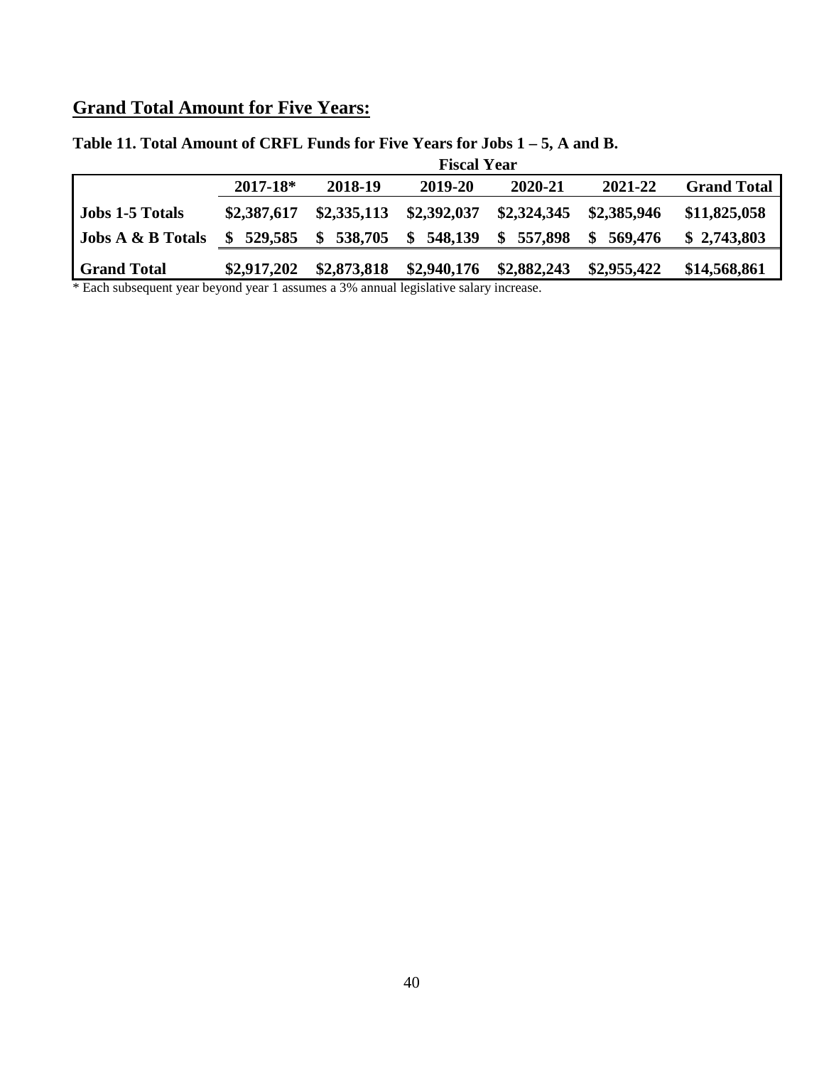## Grand Total Amount for Five Years:

**Table 11. Total Amount of CRFL Funds for Five Years for Jobs 1 – 5, A and B.**

| | Fiscal Year | | | | | |
|---|---|---|---|---|---|---|
| | **2017-18*** | **2018-19** | **2019-20** | **2020-21** | **2021-22** | **Grand Total** |
| **Jobs 1-5 Totals** | **$2,387,617** | **$2,335,113** | **$2,392,037** | **$2,324,345** | **$2,385,946** | **$11,825,058** |
| **Jobs A & B Totals** | **$ 529,585** | **$ 538,705** | **$ 548,139** | **$ 557,898** | **$ 569,476** | **$ 2,743,803** |
| **Grand Total** | **$2,917,202** | **$2,873,818** | **$2,940,176** | **$2,882,243** | **$2,955,422** | **$14,568,861** |

* Each subsequent year beyond year 1 assumes a 3% annual legislative salary increase.